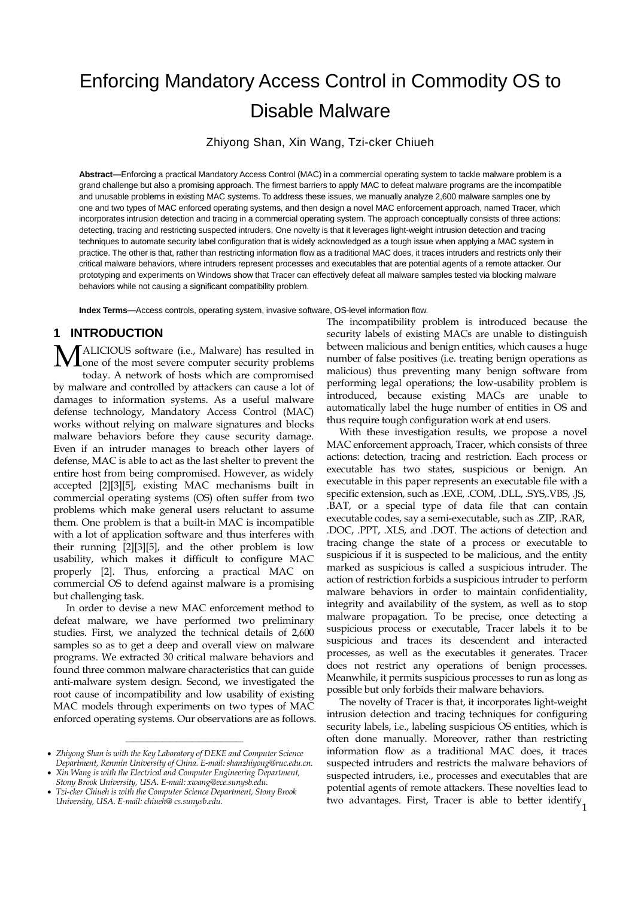# Enforcing Mandatory Access Control in Commodity OS to Disable Malware

Zhiyong Shan, Xin Wang, Tzi-cker Chiueh

**Abstract—**Enforcing a practical Mandatory Access Control (MAC) in a commercial operating system to tackle malware problem is a grand challenge but also a promising approach. The firmest barriers to apply MAC to defeat malware programs are the incompatible and unusable problems in existing MAC systems. To address these issues, we manually analyze 2,600 malware samples one by one and two types of MAC enforced operating systems, and then design a novel MAC enforcement approach, named Tracer, which incorporates intrusion detection and tracing in a commercial operating system. The approach conceptually consists of three actions: detecting, tracing and restricting suspected intruders. One novelty is that it leverages light-weight intrusion detection and tracing techniques to automate security label configuration that is widely acknowledged as a tough issue when applying a MAC system in practice. The other is that, rather than restricting information flow as a traditional MAC does, it traces intruders and restricts only their critical malware behaviors, where intruders represent processes and executables that are potential agents of a remote attacker. Our prototyping and experiments on Windows show that Tracer can effectively defeat all malware samples tested via blocking malware behaviors while not causing a significant compatibility problem.

**Index Terms—**Access controls, operating system, invasive software, OS-level information flow.

## 1 INTRODUCTION

Malicious software (i.e., Malware) has resulted in one of the most severe computer security problems today. A network of hosts which are compromised by malware and controlled by attackers can cause a lot of damages to information systems. As a useful malware defense technology, Mandatory Access Control (MAC) works without relying on malware signatures and blocks malware behaviors before they cause security damage. Even if an intruder manages to breach other layers of defense, MAC is able to act as the last shelter to prevent the entire host from being compromised. However, as widely accepted [2][3][5], existing MAC mechanisms built in commercial operating systems (OS) often suffer from two problems which make general users reluctant to assume them. One problem is that a built-in MAC is incompatible with a lot of application software and thus interferes with their running [2][3][5], and the other problem is low usability, which makes it difficult to configure MAC properly [2]. Thus, enforcing a practical MAC on commercial OS to defend against malware is a promising but challenging task.

In order to devise a new MAC enforcement method to defeat malware, we have performed two preliminary studies. First, we analyzed the technical details of 2,600 samples so as to get a deep and overall view on malware programs. We extracted 30 critical malware behaviors and found three common malware characteristics that can guide anti-malware system design. Second, we investigated the root cause of incompatibility and low usability of existing MAC models through experiments on two types of MAC enforced operating systems. Our observations are as follows. The incompatibility problem is introduced because the security labels of existing MACs are unable to distinguish between malicious and benign entities, which causes a huge number of false positives (i.e. treating benign operations as malicious) thus preventing many benign software from performing legal operations; the low-usability problem is introduced, because existing MACs are unable to automatically label the huge number of entities in OS and thus require tough configuration work at end users.

With these investigation results, we propose a novel MAC enforcement approach, Tracer, which consists of three actions: detection, tracing and restriction. Each process or executable has two states, suspicious or benign. An executable in this paper represents an executable file with a specific extension, such as .EXE, .COM, .DLL, .SYS,.VBS, .JS, .BAT, or a special type of data file that can contain executable codes, say a semi-executable, such as .ZIP, .RAR, .DOC, .PPT, .XLS, and .DOT. The actions of detection and tracing change the state of a process or executable to suspicious if it is suspected to be malicious, and the entity marked as suspicious is called a suspicious intruder. The action of restriction forbids a suspicious intruder to perform malware behaviors in order to maintain confidentiality, integrity and availability of the system, as well as to stop malware propagation. To be precise, once detecting a suspicious process or executable, Tracer labels it to be suspicious and traces its descendent and interacted processes, as well as the executables it generates. Tracer does not restrict any operations of benign processes. Meanwhile, it permits suspicious processes to run as long as possible but only forbids their malware behaviors.

The novelty of Tracer is that, it incorporates light-weight intrusion detection and tracing techniques for configuring security labels, i.e., labeling suspicious OS entities, which is often done manually. Moreover, rather than restricting information flow as a traditional MAC does, it traces suspected intruders and restricts the malware behaviors of suspected intruders, i.e., processes and executables that are potential agents of remote attackers. These novelties lead to two advantages. First, Tracer is able to better identify

---

- *Zhiyong Shan is with the Key Laboratory of DEKE and Computer Science Department, Renmin University of China. E-mail: shanzhiyong@ruc.edu.cn.*
- *Xin Wang is with the Electrical and Computer Engineering Department, Stony Brook University, USA. E-mail: xwang@ece.sunysb.edu.*
- *Tzi-cker Chiueh is with the Computer Science Department, Stony Brook University, USA. E-mail: chiueh@ cs.sunysb.edu.*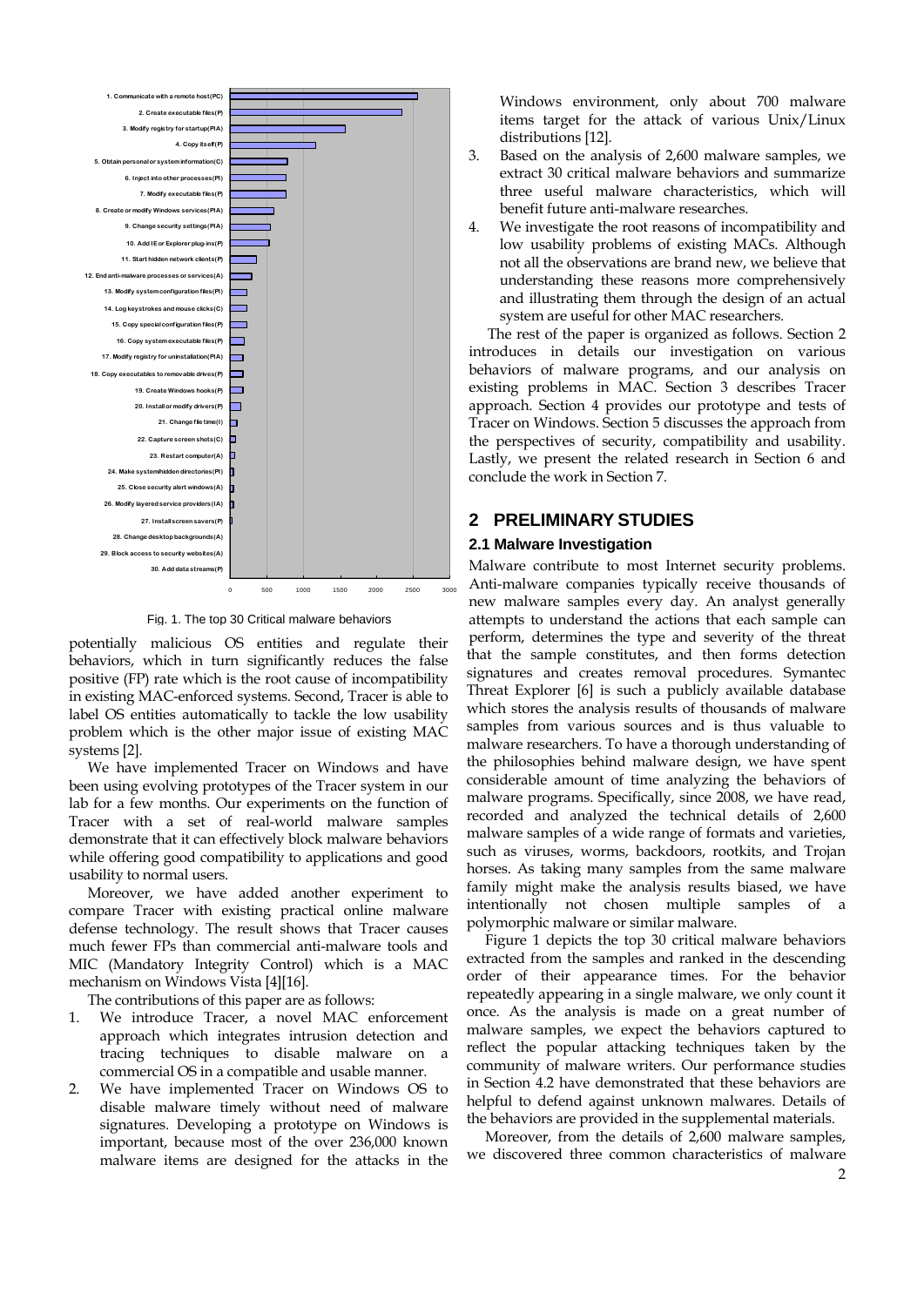1. Communicate with a remote host(PC)
2. Create executable files(P)
3. Modify registry for startup(PIA)
4. Copy itself(P)
5. Obtain personal or system information(C)
6. Inject into other processes(PI)
7. Modify executable files(P)
8. Create or modify Windows services(PIA)
9. Change security settings(PIA)
10. Add IE or Explorer plug-ins(P)
11. Start hidden network clients(P)
12. End anti-malware processes or services(A)
13. Modify system configuration files(PI)
14. Log keystrokes and mouse clicks(C)
15. Copy special configuration files(P)
16. Copy system executable files(P)
17. Modify registry for uninstallation(PIA)
18. Copy executables to removable drives(P)
19. Create Windows hooks(P)
20. Install or modify drivers(P)
21. Change file time(I)
22. Capture screen shots(C)
23. Restart computer(A)
24. Make system hidden directories(PI)
25. Close security alert windows(A)
26. Modify layered service providers(IA)
27. Install screen savers(P)
28. Change desktop backgrounds(A)
29. Block access to security websites(A)
30. Add data streams(P)

0 500 1000 1500 2000 2500 3000

Fig. 1. The top 30 Critical malware behaviors

potentially malicious OS entities and regulate their behaviors, which in turn significantly reduces the false positive (FP) rate which is the root cause of incompatibility in existing MAC-enforced systems. Second, Tracer is able to label OS entities automatically to tackle the low usability problem which is the other major issue of existing MAC systems [2].

We have implemented Tracer on Windows and have been using evolving prototypes of the Tracer system in our lab for a few months. Our experiments on the function of Tracer with a set of real-world malware samples demonstrate that it can effectively block malware behaviors while offering good compatibility to applications and good usability to normal users.

Moreover, we have added another experiment to compare Tracer with existing practical online malware defense technology. The result shows that Tracer causes much fewer FPs than commercial anti-malware tools and MIC (Mandatory Integrity Control) which is a MAC mechanism on Windows Vista [4][16].

The contributions of this paper are as follows:

1. We introduce Tracer, a novel MAC enforcement approach which integrates intrusion detection and tracing techniques to disable malware on a commercial OS in a compatible and usable manner.
2. We have implemented Tracer on Windows OS to disable malware timely without need of malware signatures. Developing a prototype on Windows is important, because most of the over 236,000 known malware items are designed for the attacks in the Windows environment, only about 700 malware items target for the attack of various Unix/Linux distributions [12].
3. Based on the analysis of 2,600 malware samples, we extract 30 critical malware behaviors and summarize three useful malware characteristics, which will benefit future anti-malware researches.
4. We investigate the root reasons of incompatibility and low usability problems of existing MACs. Although not all the observations are brand new, we believe that understanding these reasons more comprehensively and illustrating them through the design of an actual system are useful for other MAC researchers.

The rest of the paper is organized as follows. Section 2 introduces in details our investigation on various behaviors of malware programs, and our analysis on existing problems in MAC. Section 3 describes Tracer approach. Section 4 provides our prototype and tests of Tracer on Windows. Section 5 discusses the approach from the perspectives of security, compatibility and usability. Lastly, we present the related research in Section 6 and conclude the work in Section 7.

## 2 PRELIMINARY STUDIES

### 2.1 Malware Investigation

Malware contribute to most Internet security problems. Anti-malware companies typically receive thousands of new malware samples every day. An analyst generally attempts to understand the actions that each sample can perform, determines the type and severity of the threat that the sample constitutes, and then forms detection signatures and creates removal procedures. Symantec Threat Explorer [6] is such a publicly available database which stores the analysis results of thousands of malware samples from various sources and is thus valuable to malware researchers. To have a thorough understanding of the philosophies behind malware design, we have spent considerable amount of time analyzing the behaviors of malware programs. Specifically, since 2008, we have read, recorded and analyzed the technical details of 2,600 malware samples of a wide range of formats and varieties, such as viruses, worms, backdoors, rootkits, and Trojan horses. As taking many samples from the same malware family might make the analysis results biased, we have intentionally not chosen multiple samples of a polymorphic malware or similar malware.

Figure 1 depicts the top 30 critical malware behaviors extracted from the samples and ranked in the descending order of their appearance times. For the behavior repeatedly appearing in a single malware, we only count it once. As the analysis is made on a great number of malware samples, we expect the behaviors captured to reflect the popular attacking techniques taken by the community of malware writers. Our performance studies in Section 4.2 have demonstrated that these behaviors are helpful to defend against unknown malwares. Details of the behaviors are provided in the supplemental materials.

Moreover, from the details of 2,600 malware samples, we discovered three common characteristics of malware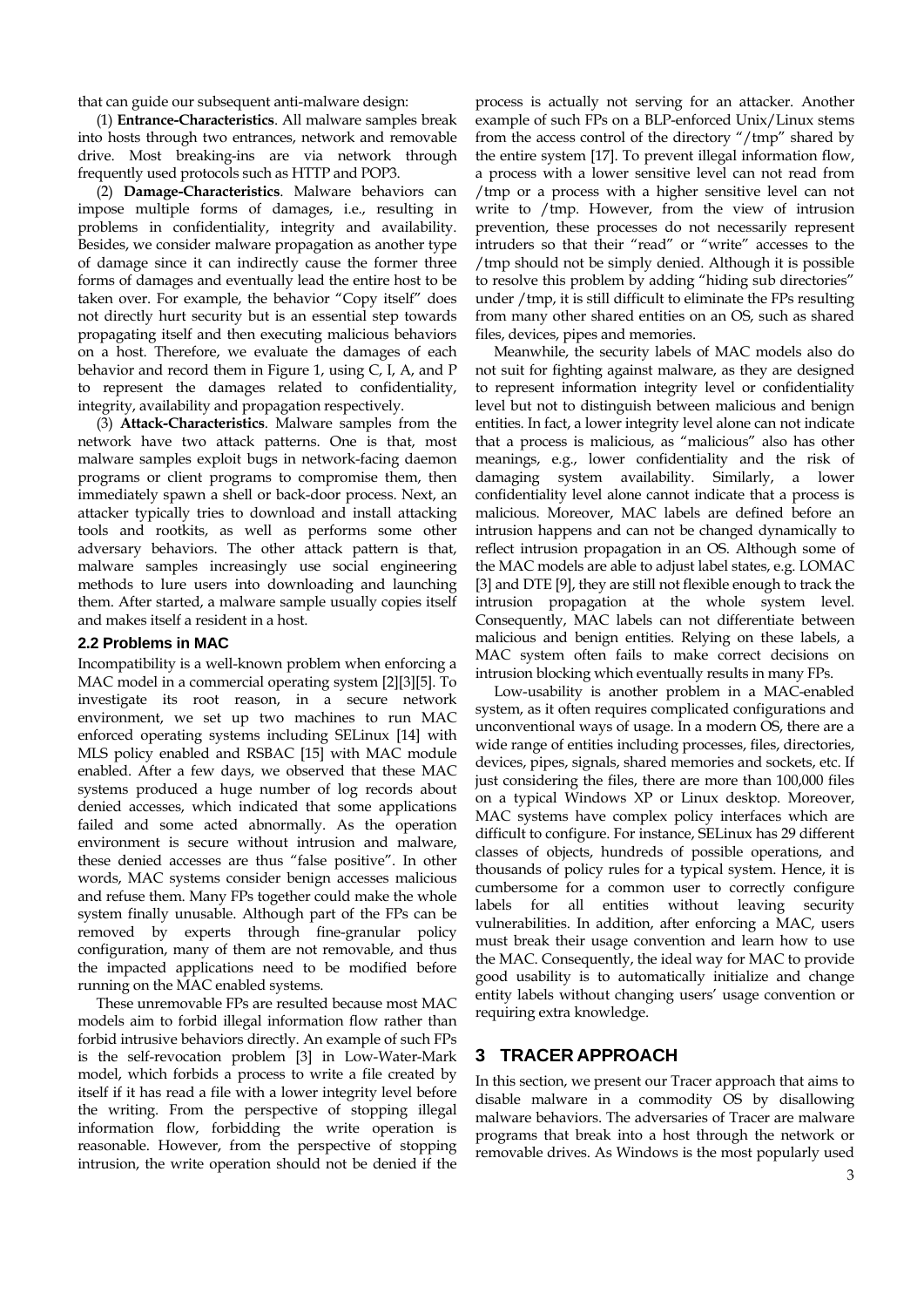that can guide our subsequent anti-malware design:

(1) **Entrance-Characteristics**. All malware samples break into hosts through two entrances, network and removable drive. Most breaking-ins are via network through frequently used protocols such as HTTP and POP3.

(2) **Damage-Characteristics**. Malware behaviors can impose multiple forms of damages, i.e., resulting in problems in confidentiality, integrity and availability. Besides, we consider malware propagation as another type of damage since it can indirectly cause the former three forms of damages and eventually lead the entire host to be taken over. For example, the behavior "Copy itself" does not directly hurt security but is an essential step towards propagating itself and then executing malicious behaviors on a host. Therefore, we evaluate the damages of each behavior and record them in Figure 1, using C, I, A, and P to represent the damages related to confidentiality, integrity, availability and propagation respectively.

(3) **Attack-Characteristics**. Malware samples from the network have two attack patterns. One is that, most malware samples exploit bugs in network-facing daemon programs or client programs to compromise them, then immediately spawn a shell or back-door process. Next, an attacker typically tries to download and install attacking tools and rootkits, as well as performs some other adversary behaviors. The other attack pattern is that, malware samples increasingly use social engineering methods to lure users into downloading and launching them. After started, a malware sample usually copies itself and makes itself a resident in a host.

### 2.2 Problems in MAC

Incompatibility is a well-known problem when enforcing a MAC model in a commercial operating system [2][3][5]. To investigate its root reason, in a secure network environment, we set up two machines to run MAC enforced operating systems including SELinux [14] with MLS policy enabled and RSBAC [15] with MAC module enabled. After a few days, we observed that these MAC systems produced a huge number of log records about denied accesses, which indicated that some applications failed and some acted abnormally. As the operation environment is secure without intrusion and malware, these denied accesses are thus "false positive". In other words, MAC systems consider benign accesses malicious and refuse them. Many FPs together could make the whole system finally unusable. Although part of the FPs can be removed by experts through fine-granular policy configuration, many of them are not removable, and thus the impacted applications need to be modified before running on the MAC enabled systems.

These unremovable FPs are resulted because most MAC models aim to forbid illegal information flow rather than forbid intrusive behaviors directly. An example of such FPs is the self-revocation problem [3] in Low-Water-Mark model, which forbids a process to write a file created by itself if it has read a file with a lower integrity level before the writing. From the perspective of stopping illegal information flow, forbidding the write operation is reasonable. However, from the perspective of stopping intrusion, the write operation should not be denied if the process is actually not serving for an attacker. Another example of such FPs on a BLP-enforced Unix/Linux stems from the access control of the directory "/tmp" shared by the entire system [17]. To prevent illegal information flow, a process with a lower sensitive level can not read from /tmp or a process with a higher sensitive level can not write to /tmp. However, from the view of intrusion prevention, these processes do not necessarily represent intruders so that their "read" or "write" accesses to the /tmp should not be simply denied. Although it is possible to resolve this problem by adding "hiding sub directories" under /tmp, it is still difficult to eliminate the FPs resulting from many other shared entities on an OS, such as shared files, devices, pipes and memories.

Meanwhile, the security labels of MAC models also do not suit for fighting against malware, as they are designed to represent information integrity level or confidentiality level but not to distinguish between malicious and benign entities. In fact, a lower integrity level alone can not indicate that a process is malicious, as "malicious" also has other meanings, e.g., lower confidentiality and the risk of damaging system availability. Similarly, a lower confidentiality level alone cannot indicate that a process is malicious. Moreover, MAC labels are defined before an intrusion happens and can not be changed dynamically to reflect intrusion propagation in an OS. Although some of the MAC models are able to adjust label states, e.g. LOMAC [3] and DTE [9], they are still not flexible enough to track the intrusion propagation at the whole system level. Consequently, MAC labels can not differentiate between malicious and benign entities. Relying on these labels, a MAC system often fails to make correct decisions on intrusion blocking which eventually results in many FPs.

Low-usability is another problem in a MAC-enabled system, as it often requires complicated configurations and unconventional ways of usage. In a modern OS, there are a wide range of entities including processes, files, directories, devices, pipes, signals, shared memories and sockets, etc. If just considering the files, there are more than 100,000 files on a typical Windows XP or Linux desktop. Moreover, MAC systems have complex policy interfaces which are difficult to configure. For instance, SELinux has 29 different classes of objects, hundreds of possible operations, and thousands of policy rules for a typical system. Hence, it is cumbersome for a common user to correctly configure labels for all entities without leaving security vulnerabilities. In addition, after enforcing a MAC, users must break their usage convention and learn how to use the MAC. Consequently, the ideal way for MAC to provide good usability is to automatically initialize and change entity labels without changing users' usage convention or requiring extra knowledge.

## 3 TRACER APPROACH

In this section, we present our Tracer approach that aims to disable malware in a commodity OS by disallowing malware behaviors. The adversaries of Tracer are malware programs that break into a host through the network or removable drives. As Windows is the most popularly used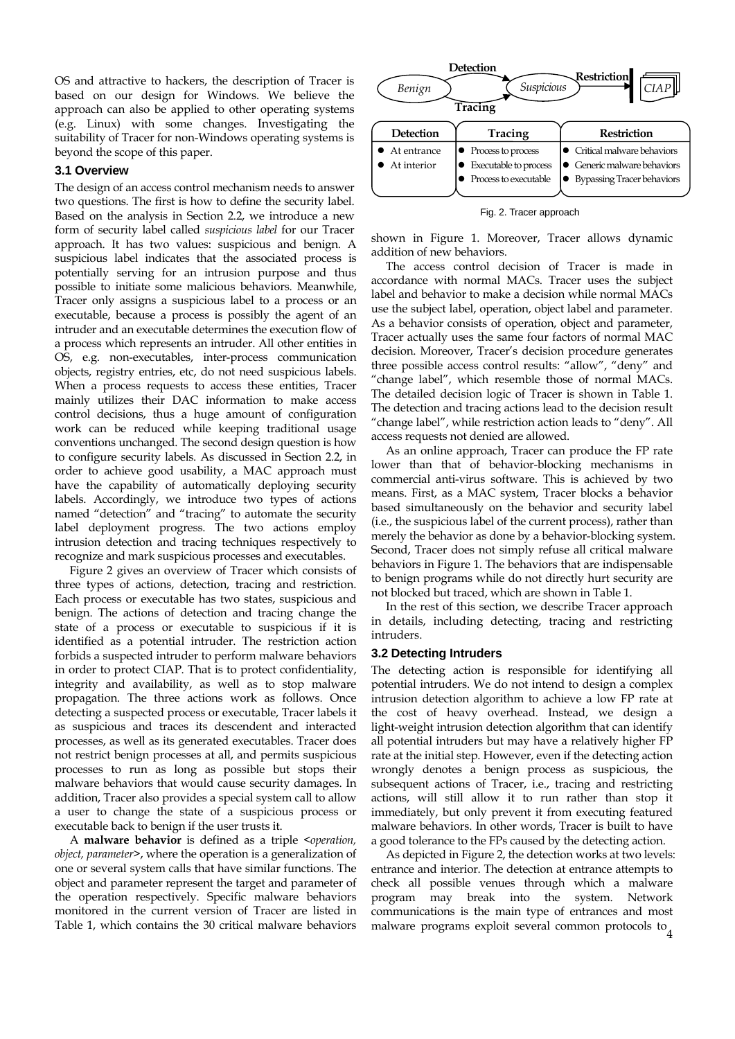OS and attractive to hackers, the description of Tracer is based on our design for Windows. We believe the approach can also be applied to other operating systems (e.g. Linux) with some changes. Investigating the suitability of Tracer for non-Windows operating systems is beyond the scope of this paper.

### 3.1 Overview

The design of an access control mechanism needs to answer two questions. The first is how to define the security label. Based on the analysis in Section 2.2, we introduce a new form of security label called *suspicious label* for our Tracer approach. It has two values: suspicious and benign. A suspicious label indicates that the associated process is potentially serving for an intrusion purpose and thus possible to initiate some malicious behaviors. Meanwhile, Tracer only assigns a suspicious label to a process or an executable, because a process is possibly the agent of an intruder and an executable determines the execution flow of a process which represents an intruder. All other entities in OS, e.g. non-executables, inter-process communication objects, registry entries, etc, do not need suspicious labels. When a process requests to access these entities, Tracer mainly utilizes their DAC information to make access control decisions, thus a huge amount of configuration work can be reduced while keeping traditional usage conventions unchanged. The second design question is how to configure security labels. As discussed in Section 2.2, in order to achieve good usability, a MAC approach must have the capability of automatically deploying security labels. Accordingly, we introduce two types of actions named "detection" and "tracing" to automate the security label deployment progress. The two actions employ intrusion detection and tracing techniques respectively to recognize and mark suspicious processes and executables.

Figure 2 gives an overview of Tracer which consists of three types of actions, detection, tracing and restriction. Each process or executable has two states, suspicious and benign. The actions of detection and tracing change the state of a process or executable to suspicious if it is identified as a potential intruder. The restriction action forbids a suspected intruder to perform malware behaviors in order to protect CIAP. That is to protect confidentiality, integrity and availability, as well as to stop malware propagation. The three actions work as follows. Once detecting a suspected process or executable, Tracer labels it as suspicious and traces its descendent and interacted processes, as well as its generated executables. Tracer does not restrict benign processes at all, and permits suspicious processes to run as long as possible but stops their malware behaviors that would cause security damages. In addition, Tracer also provides a special system call to allow a user to change the state of a suspicious process or executable back to benign if the user trusts it.

A **malware behavior** is defined as a triple <*operation, object, parameter*>, where the operation is a generalization of one or several system calls that have similar functions. The object and parameter represent the target and parameter of the operation respectively. Specific malware behaviors monitored in the current version of Tracer are listed in Table 1, which contains the 30 critical malware behaviors

Detection
Benign
Suspicious
Restriction
CIAP
Tracing

| Detection | Tracing | Restriction |
|---|---|---|
| ● At entrance | ● Process to process | ● Critical malware behaviors |
| ● At interior | ● Executable to process | ● Generic malware behaviors |
| | ● Process to executable | ● Bypassing Tracer behaviors |

Fig. 2. Tracer approach

shown in Figure 1. Moreover, Tracer allows dynamic addition of new behaviors.

The access control decision of Tracer is made in accordance with normal MACs. Tracer uses the subject label and behavior to make a decision while normal MACs use the subject label, operation, object label and parameter. As a behavior consists of operation, object and parameter, Tracer actually uses the same four factors of normal MAC decision. Moreover, Tracer's decision procedure generates three possible access control results: "allow", "deny" and "change label", which resemble those of normal MACs. The detailed decision logic of Tracer is shown in Table 1. The detection and tracing actions lead to the decision result "change label", while restriction action leads to "deny". All access requests not denied are allowed.

As an online approach, Tracer can produce the FP rate lower than that of behavior-blocking mechanisms in commercial anti-virus software. This is achieved by two means. First, as a MAC system, Tracer blocks a behavior based simultaneously on the behavior and security label (i.e., the suspicious label of the current process), rather than merely the behavior as done by a behavior-blocking system. Second, Tracer does not simply refuse all critical malware behaviors in Figure 1. The behaviors that are indispensable to benign programs while do not directly hurt security are not blocked but traced, which are shown in Table 1.

In the rest of this section, we describe Tracer approach in details, including detecting, tracing and restricting intruders.

### 3.2 Detecting Intruders

The detecting action is responsible for identifying all potential intruders. We do not intend to design a complex intrusion detection algorithm to achieve a low FP rate at the cost of heavy overhead. Instead, we design a light-weight intrusion detection algorithm that can identify all potential intruders but may have a relatively higher FP rate at the initial step. However, even if the detecting action wrongly denotes a benign process as suspicious, the subsequent actions of Tracer, i.e., tracing and restricting actions, will still allow it to run rather than stop it immediately, but only prevent it from executing featured malware behaviors. In other words, Tracer is built to have a good tolerance to the FPs caused by the detecting action.

As depicted in Figure 2, the detection works at two levels: entrance and interior. The detection at entrance attempts to check all possible venues through which a malware program may break into the system. Network communications is the main type of entrances and most malware programs exploit several common protocols to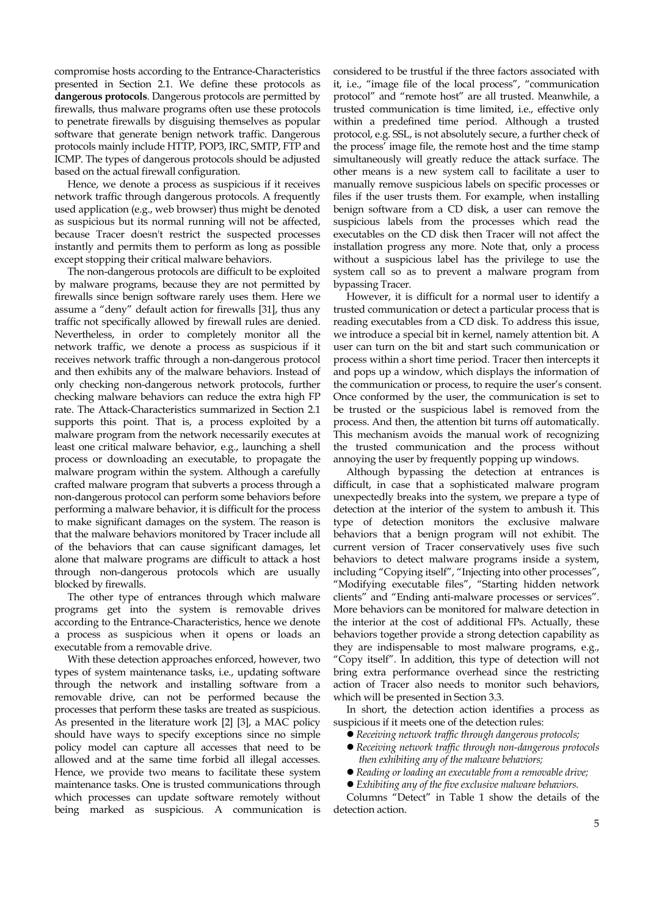compromise hosts according to the Entrance-Characteristics presented in Section 2.1. We define these protocols as **dangerous protocols**. Dangerous protocols are permitted by firewalls, thus malware programs often use these protocols to penetrate firewalls by disguising themselves as popular software that generate benign network traffic. Dangerous protocols mainly include HTTP, POP3, IRC, SMTP, FTP and ICMP. The types of dangerous protocols should be adjusted based on the actual firewall configuration.

Hence, we denote a process as suspicious if it receives network traffic through dangerous protocols. A frequently used application (e.g., web browser) thus might be denoted as suspicious but its normal running will not be affected, because Tracer doesn't restrict the suspected processes instantly and permits them to perform as long as possible except stopping their critical malware behaviors.

The non-dangerous protocols are difficult to be exploited by malware programs, because they are not permitted by firewalls since benign software rarely uses them. Here we assume a "deny" default action for firewalls [31], thus any traffic not specifically allowed by firewall rules are denied. Nevertheless, in order to completely monitor all the network traffic, we denote a process as suspicious if it receives network traffic through a non-dangerous protocol and then exhibits any of the malware behaviors. Instead of only checking non-dangerous network protocols, further checking malware behaviors can reduce the extra high FP rate. The Attack-Characteristics summarized in Section 2.1 supports this point. That is, a process exploited by a malware program from the network necessarily executes at least one critical malware behavior, e.g., launching a shell process or downloading an executable, to propagate the malware program within the system. Although a carefully crafted malware program that subverts a process through a non-dangerous protocol can perform some behaviors before performing a malware behavior, it is difficult for the process to make significant damages on the system. The reason is that the malware behaviors monitored by Tracer include all of the behaviors that can cause significant damages, let alone that malware programs are difficult to attack a host through non-dangerous protocols which are usually blocked by firewalls.

The other type of entrances through which malware programs get into the system is removable drives according to the Entrance-Characteristics, hence we denote a process as suspicious when it opens or loads an executable from a removable drive.

With these detection approaches enforced, however, two types of system maintenance tasks, i.e., updating software through the network and installing software from a removable drive, can not be performed because the processes that perform these tasks are treated as suspicious. As presented in the literature work [2] [3], a MAC policy should have ways to specify exceptions since no simple policy model can capture all accesses that need to be allowed and at the same time forbid all illegal accesses. Hence, we provide two means to facilitate these system maintenance tasks. One is trusted communications through which processes can update software remotely without being marked as suspicious. A communication is considered to be trustful if the three factors associated with it, i.e., "image file of the local process", "communication protocol" and "remote host" are all trusted. Meanwhile, a trusted communication is time limited, i.e., effective only within a predefined time period. Although a trusted protocol, e.g. SSL, is not absolutely secure, a further check of the process' image file, the remote host and the time stamp simultaneously will greatly reduce the attack surface. The other means is a new system call to facilitate a user to manually remove suspicious labels on specific processes or files if the user trusts them. For example, when installing benign software from a CD disk, a user can remove the suspicious labels from the processes which read the executables on the CD disk then Tracer will not affect the installation progress any more. Note that, only a process without a suspicious label has the privilege to use the system call so as to prevent a malware program from bypassing Tracer.

However, it is difficult for a normal user to identify a trusted communication or detect a particular process that is reading executables from a CD disk. To address this issue, we introduce a special bit in kernel, namely attention bit. A user can turn on the bit and start such communication or process within a short time period. Tracer then intercepts it and pops up a window, which displays the information of the communication or process, to require the user's consent. Once conformed by the user, the communication is set to be trusted or the suspicious label is removed from the process. And then, the attention bit turns off automatically. This mechanism avoids the manual work of recognizing the trusted communication and the process without annoying the user by frequently popping up windows.

Although bypassing the detection at entrances is difficult, in case that a sophisticated malware program unexpectedly breaks into the system, we prepare a type of detection at the interior of the system to ambush it. This type of detection monitors the exclusive malware behaviors that a benign program will not exhibit. The current version of Tracer conservatively uses five such behaviors to detect malware programs inside a system, including "Copying itself", "Injecting into other processes", "Modifying executable files", "Starting hidden network clients" and "Ending anti-malware processes or services". More behaviors can be monitored for malware detection in the interior at the cost of additional FPs. Actually, these behaviors together provide a strong detection capability as they are indispensable to most malware programs, e.g., "Copy itself". In addition, this type of detection will not bring extra performance overhead since the restricting action of Tracer also needs to monitor such behaviors, which will be presented in Section 3.3.

In short, the detection action identifies a process as suspicious if it meets one of the detection rules:

- *Receiving network traffic through dangerous protocols;*
- *Receiving network traffic through non-dangerous protocols then exhibiting any of the malware behaviors;*
- *Reading or loading an executable from a removable drive;*
- *Exhibiting any of the five exclusive malware behaviors.*

Columns "Detect" in Table 1 show the details of the detection action.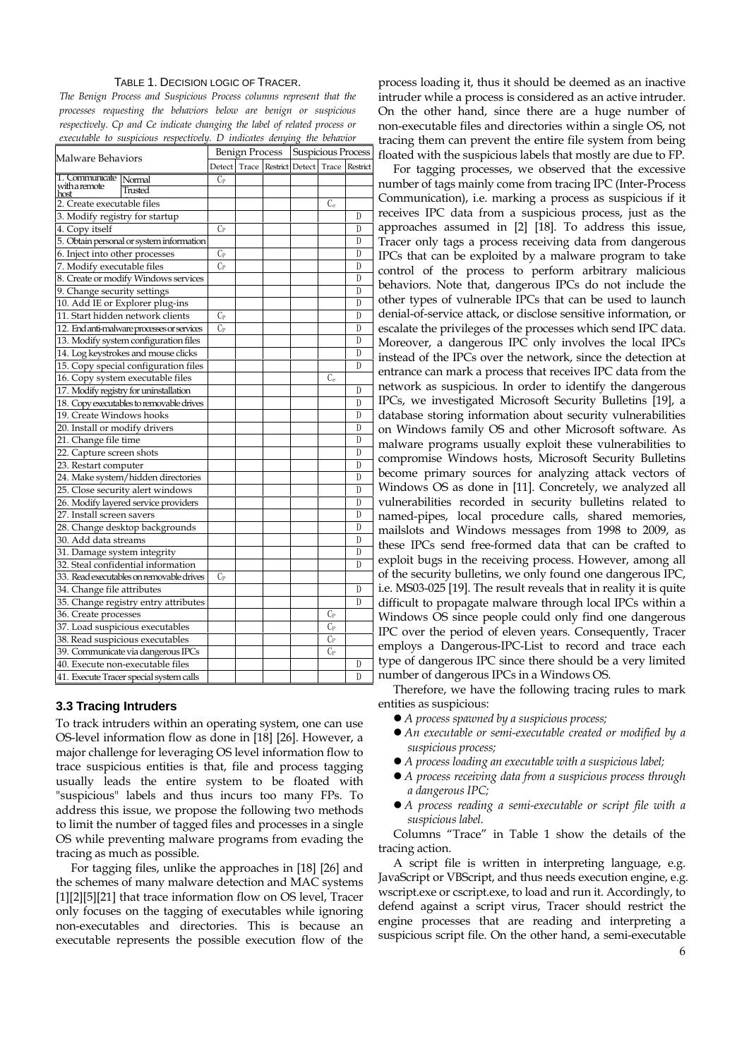TABLE 1. DECISION LOGIC OF TRACER.

*The Benign Process and Suspicious Process columns represent that the processes requesting the behaviors below are benign or suspicious respectively. Cp and Ce indicate changing the label of related process or executable to suspicious respectively. D indicates denying the behavior*

| Malware Behaviors | | Benign Process | | | Suspicious Process | | |
|---|---|---|---|---|---|---|---|
| | | Detect | Trace | Restrict | Detect | Trace | Restrict |
| 1. Communicate with a remote host | Normal | $C_p$ | | | | | |
| | Trusted | | | | | | |
| 2. Create executable files | | | | | | $C_e$ | |
| 3. Modify registry for startup | | | | | | | D |
| 4. Copy itself | | $C_p$ | | | | | D |
| 5. Obtain personal or system information | | | | | | | D |
| 6. Inject into other processes | | $C_p$ | | | | | D |
| 7. Modify executable files | | $C_p$ | | | | | D |
| 8. Create or modify Windows services | | | | | | | D |
| 9. Change security settings | | | | | | | D |
| 10. Add IE or Explorer plug-ins | | | | | | | D |
| 11. Start hidden network clients | | $C_p$ | | | | | D |
| 12. End anti-malware processes or services | | $C_p$ | | | | | D |
| 13. Modify system configuration files | | | | | | | D |
| 14. Log keystrokes and mouse clicks | | | | | | | D |
| 15. Copy special configuration files | | | | | | | D |
| 16. Copy system executable files | | | | | | $C_e$ | |
| 17. Modify registry for uninstallation | | | | | | | D |
| 18. Copy executables to removable drives | | | | | | | D |
| 19. Create Windows hooks | | | | | | | D |
| 20. Install or modify drivers | | | | | | | D |
| 21. Change file time | | | | | | | D |
| 22. Capture screen shots | | | | | | | D |
| 23. Restart computer | | | | | | | D |
| 24. Make system/hidden directories | | | | | | | D |
| 25. Close security alert windows | | | | | | | D |
| 26. Modify layered service providers | | | | | | | D |
| 27. Install screen savers | | | | | | | D |
| 28. Change desktop backgrounds | | | | | | | D |
| 30. Add data streams | | | | | | | D |
| 31. Damage system integrity | | | | | | | D |
| 32. Steal confidential information | | | | | | | D |
| 33. Read executables on removable drives | | $C_p$ | | | | | |
| 34. Change file attributes | | | | | | | D |
| 35. Change registry entry attributes | | | | | | | D |
| 36. Create processes | | | | | | $C_p$ | |
| 37. Load suspicious executables | | | | | | $C_p$ | |
| 38. Read suspicious executables | | | | | | $C_p$ | |
| 39. Communicate via dangerous IPCs | | | | | | $C_p$ | |
| 40. Execute non-executable files | | | | | | | D |
| 41. Execute Tracer special system calls | | | | | | | D |

### 3.3 Tracing Intruders

To track intruders within an operating system, one can use OS-level information flow as done in [18] [26]. However, a major challenge for leveraging OS level information flow to trace suspicious entities is that, file and process tagging usually leads the entire system to be floated with "suspicious" labels and thus incurs too many FPs. To address this issue, we propose the following two methods to limit the number of tagged files and processes in a single OS while preventing malware programs from evading the tracing as much as possible.

For tagging files, unlike the approaches in [18] [26] and the schemes of many malware detection and MAC systems [1][2][5][21] that trace information flow on OS level, Tracer only focuses on the tagging of executables while ignoring non-executables and directories. This is because an executable represents the possible execution flow of the process loading it, thus it should be deemed as an inactive intruder while a process is considered as an active intruder. On the other hand, since there are a huge number of non-executable files and directories within a single OS, not tracing them can prevent the entire file system from being floated with the suspicious labels that mostly are due to FP.

For tagging processes, we observed that the excessive number of tags mainly come from tracing IPC (Inter-Process Communication), i.e. marking a process as suspicious if it receives IPC data from a suspicious process, just as the approaches assumed in [2] [18]. To address this issue, Tracer only tags a process receiving data from dangerous IPCs that can be exploited by a malware program to take control of the process to perform arbitrary malicious behaviors. Note that, dangerous IPCs do not include the other types of vulnerable IPCs that can be used to launch denial-of-service attack, or disclose sensitive information, or escalate the privileges of the processes which send IPC data. Moreover, a dangerous IPC only involves the local IPCs instead of the IPCs over the network, since the detection at entrance can mark a process that receives IPC data from the network as suspicious. In order to identify the dangerous IPCs, we investigated Microsoft Security Bulletins [19], a database storing information about security vulnerabilities on Windows family OS and other Microsoft software. As malware programs usually exploit these vulnerabilities to compromise Windows hosts, Microsoft Security Bulletins become primary sources for analyzing attack vectors of Windows OS as done in [11]. Concretely, we analyzed all vulnerabilities recorded in security bulletins related to named-pipes, local procedure calls, shared memories, mailslots and Windows messages from 1998 to 2009, as these IPCs send free-formed data that can be crafted to exploit bugs in the receiving process. However, among all of the security bulletins, we only found one dangerous IPC, i.e. MS03-025 [19]. The result reveals that in reality it is quite difficult to propagate malware through local IPCs within a Windows OS since people could only find one dangerous IPC over the period of eleven years. Consequently, Tracer employs a Dangerous-IPC-List to record and trace each type of dangerous IPC since there should be a very limited number of dangerous IPCs in a Windows OS.

Therefore, we have the following tracing rules to mark entities as suspicious:

- *A process spawned by a suspicious process;*
- *An executable or semi-executable created or modified by a suspicious process;*
- *A process loading an executable with a suspicious label;*
- *A process receiving data from a suspicious process through a dangerous IPC;*
- *A process reading a semi-executable or script file with a suspicious label.*

Columns "Trace" in Table 1 show the details of the tracing action.

A script file is written in interpreting language, e.g. JavaScript or VBScript, and thus needs execution engine, e.g. wscript.exe or cscript.exe, to load and run it. Accordingly, to defend against a script virus, Tracer should restrict the engine processes that are reading and interpreting a suspicious script file. On the other hand, a semi-executable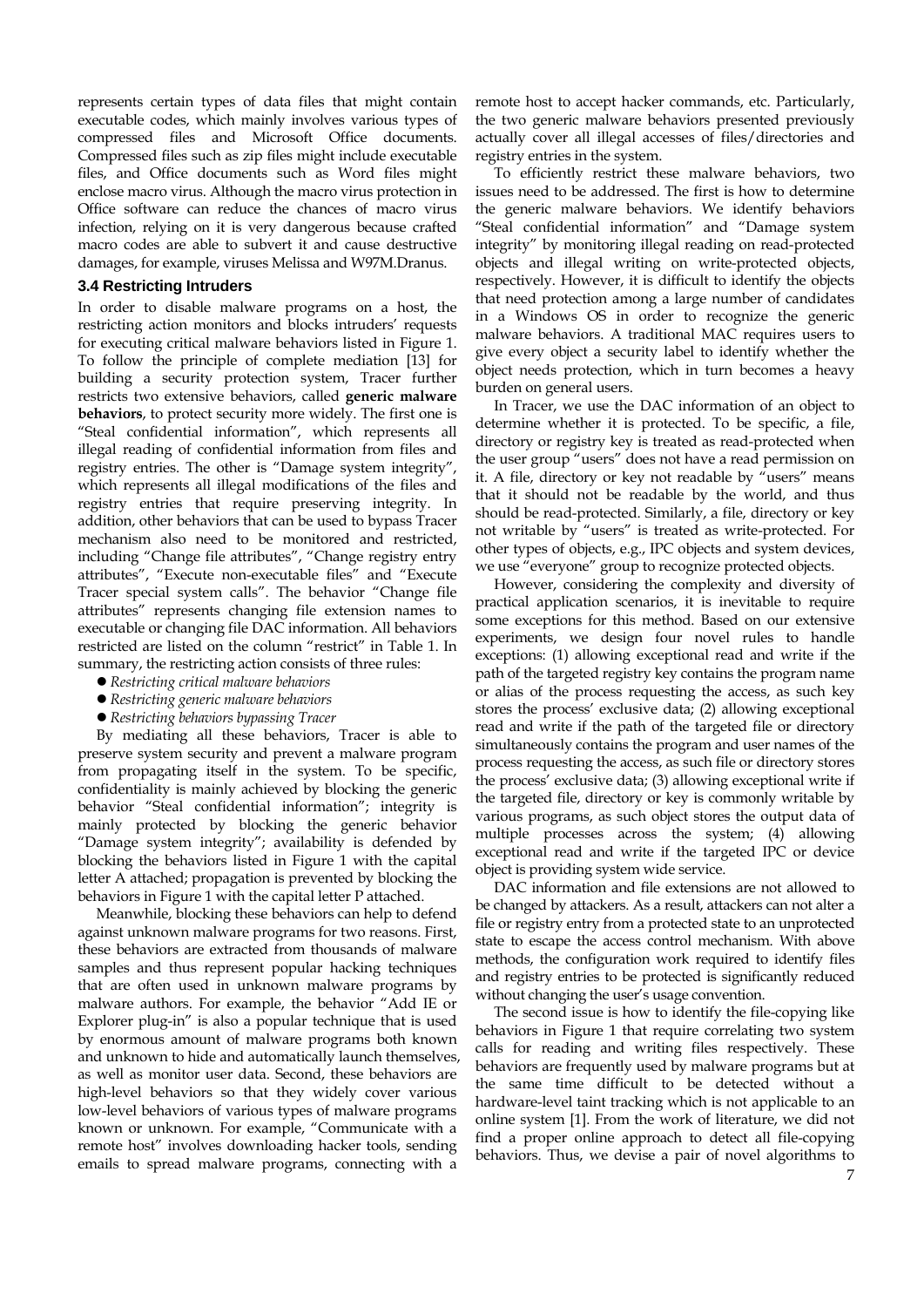represents certain types of data files that might contain executable codes, which mainly involves various types of compressed files and Microsoft Office documents. Compressed files such as zip files might include executable files, and Office documents such as Word files might enclose macro virus. Although the macro virus protection in Office software can reduce the chances of macro virus infection, relying on it is very dangerous because crafted macro codes are able to subvert it and cause destructive damages, for example, viruses Melissa and W97M.Dranus.

### 3.4 Restricting Intruders

In order to disable malware programs on a host, the restricting action monitors and blocks intruders' requests for executing critical malware behaviors listed in Figure 1. To follow the principle of complete mediation [13] for building a security protection system, Tracer further restricts two extensive behaviors, called **generic malware behaviors**, to protect security more widely. The first one is "Steal confidential information", which represents all illegal reading of confidential information from files and registry entries. The other is "Damage system integrity", which represents all illegal modifications of the files and registry entries that require preserving integrity. In addition, other behaviors that can be used to bypass Tracer mechanism also need to be monitored and restricted, including "Change file attributes", "Change registry entry attributes", "Execute non-executable files" and "Execute Tracer special system calls". The behavior "Change file attributes" represents changing file extension names to executable or changing file DAC information. All behaviors restricted are listed on the column "restrict" in Table 1. In summary, the restricting action consists of three rules:

- *Restricting critical malware behaviors*
- *Restricting generic malware behaviors*
- *Restricting behaviors bypassing Tracer*

By mediating all these behaviors, Tracer is able to preserve system security and prevent a malware program from propagating itself in the system. To be specific, confidentiality is mainly achieved by blocking the generic behavior "Steal confidential information"; integrity is mainly protected by blocking the generic behavior "Damage system integrity"; availability is defended by blocking the behaviors listed in Figure 1 with the capital letter A attached; propagation is prevented by blocking the behaviors in Figure 1 with the capital letter P attached.

Meanwhile, blocking these behaviors can help to defend against unknown malware programs for two reasons. First, these behaviors are extracted from thousands of malware samples and thus represent popular hacking techniques that are often used in unknown malware programs by malware authors. For example, the behavior "Add IE or Explorer plug-in" is also a popular technique that is used by enormous amount of malware programs both known and unknown to hide and automatically launch themselves, as well as monitor user data. Second, these behaviors are high-level behaviors so that they widely cover various low-level behaviors of various types of malware programs known or unknown. For example, "Communicate with a remote host" involves downloading hacker tools, sending emails to spread malware programs, connecting with a remote host to accept hacker commands, etc. Particularly, the two generic malware behaviors presented previously actually cover all illegal accesses of files/directories and registry entries in the system.

To efficiently restrict these malware behaviors, two issues need to be addressed. The first is how to determine the generic malware behaviors. We identify behaviors "Steal confidential information" and "Damage system integrity" by monitoring illegal reading on read-protected objects and illegal writing on write-protected objects, respectively. However, it is difficult to identify the objects that need protection among a large number of candidates in a Windows OS in order to recognize the generic malware behaviors. A traditional MAC requires users to give every object a security label to identify whether the object needs protection, which in turn becomes a heavy burden on general users.

In Tracer, we use the DAC information of an object to determine whether it is protected. To be specific, a file, directory or registry key is treated as read-protected when the user group "users" does not have a read permission on it. A file, directory or key not readable by "users" means that it should not be readable by the world, and thus should be read-protected. Similarly, a file, directory or key not writable by "users" is treated as write-protected. For other types of objects, e.g., IPC objects and system devices, we use "everyone" group to recognize protected objects.

However, considering the complexity and diversity of practical application scenarios, it is inevitable to require some exceptions for this method. Based on our extensive experiments, we design four novel rules to handle exceptions: (1) allowing exceptional read and write if the path of the targeted registry key contains the program name or alias of the process requesting the access, as such key stores the process' exclusive data; (2) allowing exceptional read and write if the path of the targeted file or directory simultaneously contains the program and user names of the process requesting the access, as such file or directory stores the process' exclusive data; (3) allowing exceptional write if the targeted file, directory or key is commonly writable by various programs, as such object stores the output data of multiple processes across the system; (4) allowing exceptional read and write if the targeted IPC or device object is providing system wide service.

DAC information and file extensions are not allowed to be changed by attackers. As a result, attackers can not alter a file or registry entry from a protected state to an unprotected state to escape the access control mechanism. With above methods, the configuration work required to identify files and registry entries to be protected is significantly reduced without changing the user's usage convention.

The second issue is how to identify the file-copying like behaviors in Figure 1 that require correlating two system calls for reading and writing files respectively. These behaviors are frequently used by malware programs but at the same time difficult to be detected without a hardware-level taint tracking which is not applicable to an online system [1]. From the work of literature, we did not find a proper online approach to detect all file-copying behaviors. Thus, we devise a pair of novel algorithms to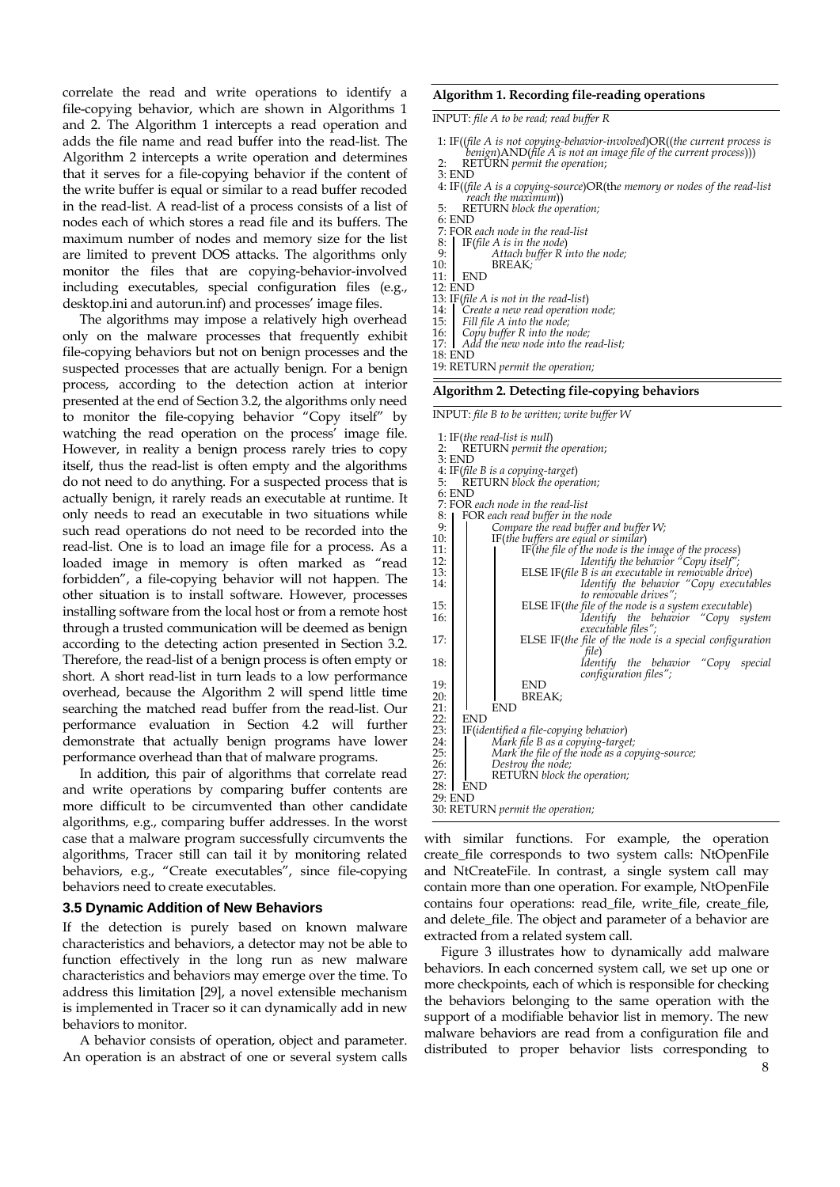correlate the read and write operations to identify a file-copying behavior, which are shown in Algorithms 1 and 2. The Algorithm 1 intercepts a read operation and adds the file name and read buffer into the read-list. The Algorithm 2 intercepts a write operation and determines that it serves for a file-copying behavior if the content of the write buffer is equal or similar to a read buffer recoded in the read-list. A read-list of a process consists of a list of nodes each of which stores a read file and its buffers. The maximum number of nodes and memory size for the list are limited to prevent DOS attacks. The algorithms only monitor the files that are copying-behavior-involved including executables, special configuration files (e.g., desktop.ini and autorun.inf) and processes' image files.

The algorithms may impose a relatively high overhead only on the malware processes that frequently exhibit file-copying behaviors but not on benign processes and the suspected processes that are actually benign. For a benign process, according to the detection action at interior presented at the end of Section 3.2, the algorithms only need to monitor the file-copying behavior "Copy itself" by watching the read operation on the process' image file. However, in reality a benign process rarely tries to copy itself, thus the read-list is often empty and the algorithms do not need to do anything. For a suspected process that is actually benign, it rarely reads an executable at runtime. It only needs to read an executable in two situations while such read operations do not need to be recorded into the read-list. One is to load an image file for a process. As a loaded image in memory is often marked as "read forbidden", a file-copying behavior will not happen. The other situation is to install software. However, processes installing software from the local host or from a remote host through a trusted communication will be deemed as benign according to the detecting action presented in Section 3.2. Therefore, the read-list of a benign process is often empty or short. A short read-list in turn leads to a low performance overhead, because the Algorithm 2 will spend little time searching the matched read buffer from the read-list. Our performance evaluation in Section 4.2 will further demonstrate that actually benign programs have lower performance overhead than that of malware programs.

In addition, this pair of algorithms that correlate read and write operations by comparing buffer contents are more difficult to be circumvented than other candidate algorithms, e.g., comparing buffer addresses. In the worst case that a malware program successfully circumvents the algorithms, Tracer still can tail it by monitoring related behaviors, e.g., "Create executables", since file-copying behaviors need to create executables.

**Algorithm 1. Recording file-reading operations**

INPUT: *file A to be read; read buffer R*

```
1: IF((file A is not copying-behavior-involved)OR((the current process is
      benign)AND(file A is not an image file of the current process)))
2:     RETURN permit the operation;
3: END
4: IF((file A is a copying-source)OR(the memory or nodes of the read-list
      reach the maximum))
5:     RETURN block the operation;
6: END
7: FOR each node in the read-list
8:  |  IF(file A is in the node)
9:  |       Attach buffer R into the node;
10: |       BREAK;
11: |  END
12: END
13: IF(file A is not in the read-list)
14: |  Create a new read operation node;
15: |  Fill file A into the node;
16: |  Copy buffer R into the node;
17: |  Add the new node into the read-list;
18: END
19: RETURN permit the operation;
```

**Algorithm 2. Detecting file-copying behaviors**

INPUT: *file B to be written; write buffer W*

```
1: IF(the read-list is null)
2:     RETURN permit the operation;
3: END
4: IF(file B is a copying-target)
5:     RETURN block the operation;
6: END
7: FOR each node in the read-list
8:  |  FOR each read buffer in the node
9:  |       Compare the read buffer and buffer W;
10: |       IF(the buffers are equal or similar)
11: |            IF(the file of the node is the image of the process)
12: |                  Identify the behavior "Copy itself";
13: |            ELSE IF(file B is an executable in removable drive)
14: |                  Identify the behavior "Copy executables
                       to removable drives";
15: |            ELSE IF(the file of the node is a system executable)
16: |                  Identify the behavior "Copy system
                       executable files";
17: |            ELSE IF(the file of the node is a special configuration
                   file)
18: |                  Identify the behavior "Copy special
                       configuration files";
19: |            END
20: |            BREAK;
21: |       END
22: |  END
23: |  IF(identified a file-copying behavior)
24: |       Mark file B as a copying-target;
25: |       Mark the file of the node as a copying-source;
26: |       Destroy the node;
27: |       RETURN block the operation;
28: |  END
29: END
30: RETURN permit the operation;
```

### 3.5 Dynamic Addition of New Behaviors

If the detection is purely based on known malware characteristics and behaviors, a detector may not be able to function effectively in the long run as new malware characteristics and behaviors may emerge over the time. To address this limitation [29], a novel extensible mechanism is implemented in Tracer so it can dynamically add in new behaviors to monitor.

A behavior consists of operation, object and parameter. An operation is an abstract of one or several system calls with similar functions. For example, the operation create_file corresponds to two system calls: NtOpenFile and NtCreateFile. In contrast, a single system call may contain more than one operation. For example, NtOpenFile contains four operations: read_file, write_file, create_file, and delete_file. The object and parameter of a behavior are extracted from a related system call.

Figure 3 illustrates how to dynamically add malware behaviors. In each concerned system call, we set up one or more checkpoints, each of which is responsible for checking the behaviors belonging to the same operation with the support of a modifiable behavior list in memory. The new malware behaviors are read from a configuration file and distributed to proper behavior lists corresponding to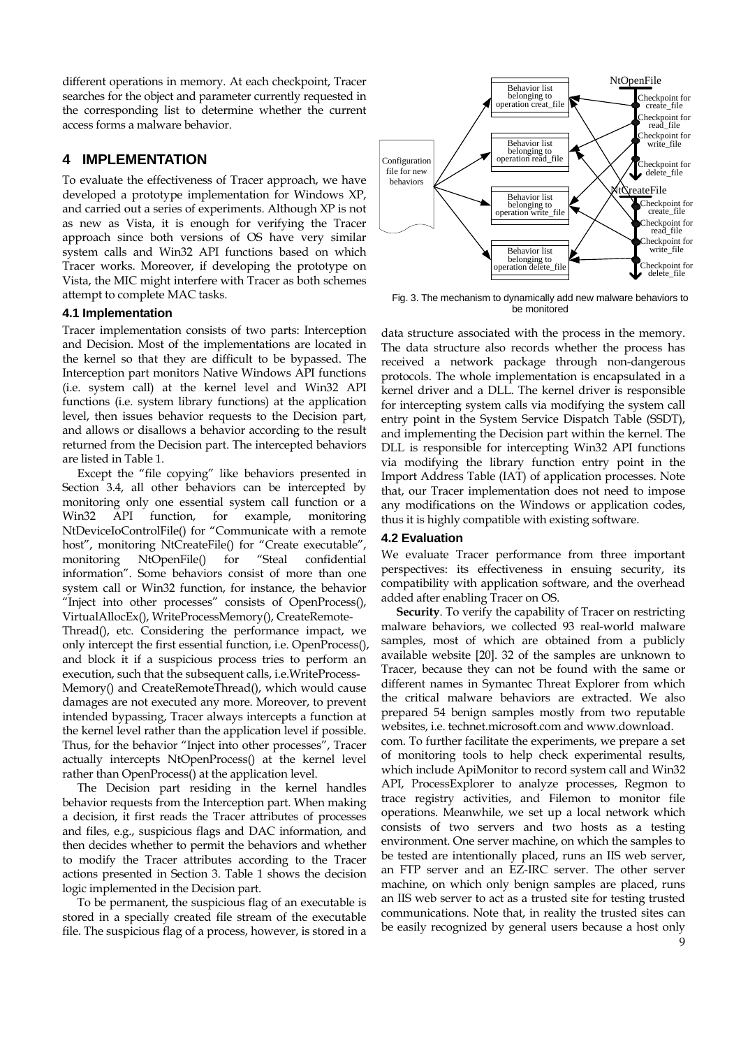different operations in memory. At each checkpoint, Tracer searches for the object and parameter currently requested in the corresponding list to determine whether the current access forms a malware behavior.

# 4 IMPLEMENTATION

To evaluate the effectiveness of Tracer approach, we have developed a prototype implementation for Windows XP, and carried out a series of experiments. Although XP is not as new as Vista, it is enough for verifying the Tracer approach since both versions of OS have very similar system calls and Win32 API functions based on which Tracer works. Moreover, if developing the prototype on Vista, the MIC might interfere with Tracer as both schemes attempt to complete MAC tasks.

## 4.1 Implementation

Tracer implementation consists of two parts: Interception and Decision. Most of the implementations are located in the kernel so that they are difficult to be bypassed. The Interception part monitors Native Windows API functions (i.e. system call) at the kernel level and Win32 API functions (i.e. system library functions) at the application level, then issues behavior requests to the Decision part, and allows or disallows a behavior according to the result returned from the Decision part. The intercepted behaviors are listed in Table 1.

Except the "file copying" like behaviors presented in Section 3.4, all other behaviors can be intercepted by monitoring only one essential system call function or a Win32 API function, for example, monitoring NtDeviceIoControlFile() for "Communicate with a remote host", monitoring NtCreateFile() for "Create executable", monitoring NtOpenFile() for "Steal confidential information". Some behaviors consist of more than one system call or Win32 function, for instance, the behavior "Inject into other processes" consists of OpenProcess(), VirtualAllocEx(), WriteProcessMemory(), CreateRemoteThread(), etc. Considering the performance impact, we only intercept the first essential function, i.e. OpenProcess(), and block it if a suspicious process tries to perform an execution, such that the subsequent calls, i.e.WriteProcessMemory() and CreateRemoteThread(), which would cause damages are not executed any more. Moreover, to prevent intended bypassing, Tracer always intercepts a function at the kernel level rather than the application level if possible. Thus, for the behavior "Inject into other processes", Tracer actually intercepts NtOpenProcess() at the kernel level rather than OpenProcess() at the application level.

The Decision part residing in the kernel handles behavior requests from the Interception part. When making a decision, it first reads the Tracer attributes of processes and files, e.g., suspicious flags and DAC information, and then decides whether to permit the behaviors and whether to modify the Tracer attributes according to the Tracer actions presented in Section 3. Table 1 shows the decision logic implemented in the Decision part.

To be permanent, the suspicious flag of an executable is stored in a specially created file stream of the executable file. The suspicious flag of a process, however, is stored in a data structure associated with the process in the memory. The data structure also records whether the process has received a network package through non-dangerous protocols. The whole implementation is encapsulated in a kernel driver and a DLL. The kernel driver is responsible for intercepting system calls via modifying the system call entry point in the System Service Dispatch Table (SSDT), and implementing the Decision part within the kernel. The DLL is responsible for intercepting Win32 API functions via modifying the library function entry point in the Import Address Table (IAT) of application processes. Note that, our Tracer implementation does not need to impose any modifications on the Windows or application codes, thus it is highly compatible with existing software.

Configuration file for new behaviors

Behavior list belonging to operation creat_file

Behavior list belonging to operation read_file

Behavior list belonging to operation write_file

Behavior list belonging to operation delete_file

NtOpenFile

Checkpoint for create_file

Checkpoint for read_file

Checkpoint for write_file

Checkpoint for delete_file

NtCreateFile

Checkpoint for create_file

Checkpoint for read_file

Checkpoint for write_file

Checkpoint for delete_file

Fig. 3. The mechanism to dynamically add new malware behaviors to be monitored

## 4.2 Evaluation

We evaluate Tracer performance from three important perspectives: its effectiveness in ensuing security, its compatibility with application software, and the overhead added after enabling Tracer on OS.

**Security**. To verify the capability of Tracer on restricting malware behaviors, we collected 93 real-world malware samples, most of which are obtained from a publicly available website [20]. 32 of the samples are unknown to Tracer, because they can not be found with the same or different names in Symantec Threat Explorer from which the critical malware behaviors are extracted. We also prepared 54 benign samples mostly from two reputable websites, i.e. technet.microsoft.com and www.download.com. To further facilitate the experiments, we prepare a set of monitoring tools to help check experimental results, which include ApiMonitor to record system call and Win32 API, ProcessExplorer to analyze processes, Regmon to trace registry activities, and Filemon to monitor file operations. Meanwhile, we set up a local network which consists of two servers and two hosts as a testing environment. One server machine, on which the samples to be tested are intentionally placed, runs an IIS web server, an FTP server and an EZ-IRC server. The other server machine, on which only benign samples are placed, runs an IIS web server to act as a trusted site for testing trusted communications. Note that, in reality the trusted sites can be easily recognized by general users because a host only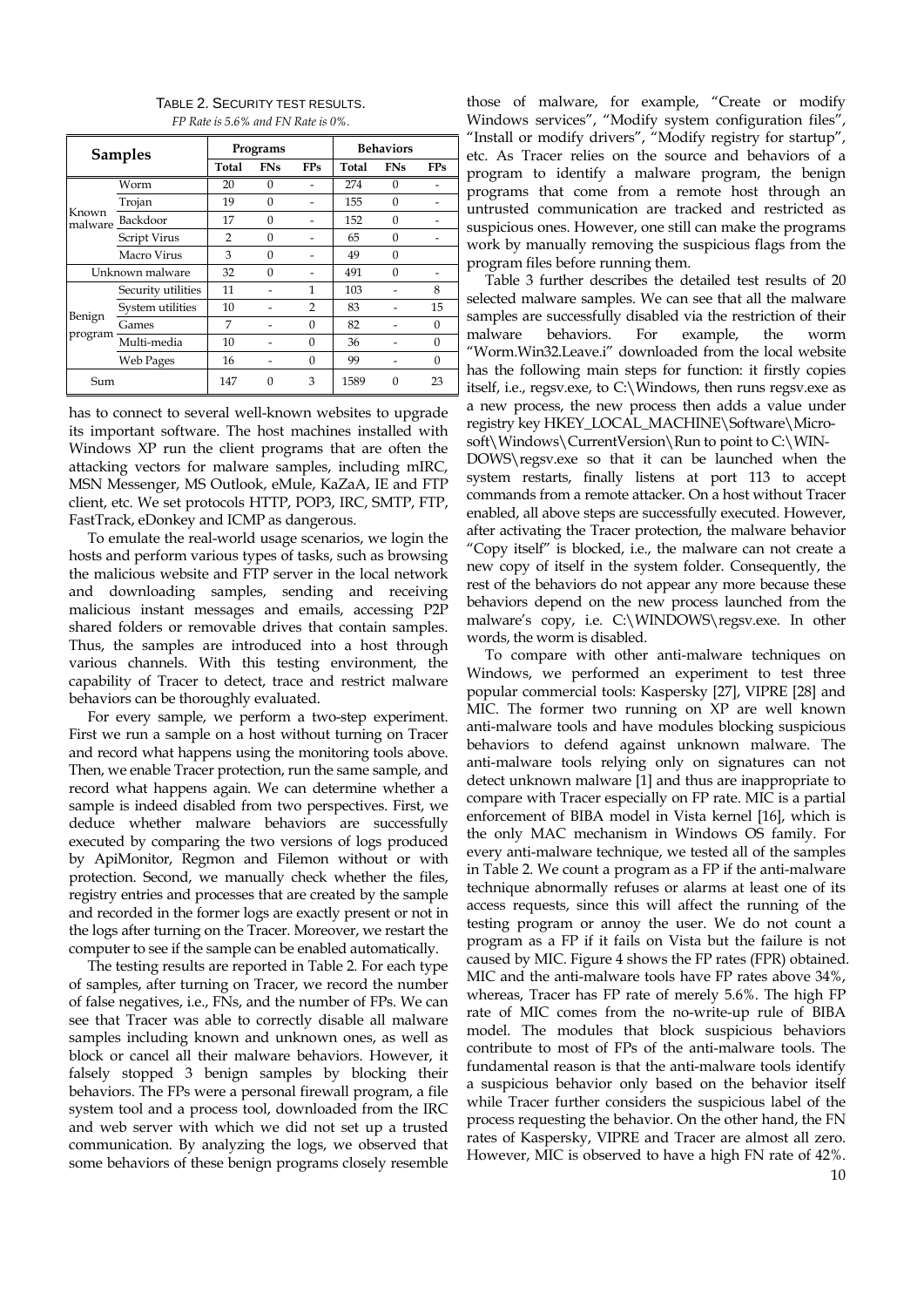TABLE 2. SECURITY TEST RESULTS.

*FP Rate is 5.6% and FN Rate is 0%.*

| Samples | | Programs | | | Behaviors | | |
|---|---|---|---|---|---|---|---|
| | | Total | FNs | FPs | Total | FNs | FPs |
| Known malware | Worm | 20 | 0 | - | 274 | 0 | - |
| | Trojan | 19 | 0 | - | 155 | 0 | - |
| | Backdoor | 17 | 0 | - | 152 | 0 | - |
| | Script Virus | 2 | 0 | - | 65 | 0 | - |
| | Macro Virus | 3 | 0 | - | 49 | 0 | |
| Unknown malware | | 32 | 0 | - | 491 | 0 | - |
| Benign program | Security utilities | 11 | - | 1 | 103 | - | 8 |
| | System utilities | 10 | - | 2 | 83 | - | 15 |
| | Games | 7 | - | 0 | 82 | - | 0 |
| | Multi-media | 10 | - | 0 | 36 | - | 0 |
| | Web Pages | 16 | - | 0 | 99 | - | 0 |
| Sum | | 147 | 0 | 3 | 1589 | 0 | 23 |

has to connect to several well-known websites to upgrade its important software. The host machines installed with Windows XP run the client programs that are often the attacking vectors for malware samples, including mIRC, MSN Messenger, MS Outlook, eMule, KaZaA, IE and FTP client, etc. We set protocols HTTP, POP3, IRC, SMTP, FTP, FastTrack, eDonkey and ICMP as dangerous.

To emulate the real-world usage scenarios, we login the hosts and perform various types of tasks, such as browsing the malicious website and FTP server in the local network and downloading samples, sending and receiving malicious instant messages and emails, accessing P2P shared folders or removable drives that contain samples. Thus, the samples are introduced into a host through various channels. With this testing environment, the capability of Tracer to detect, trace and restrict malware behaviors can be thoroughly evaluated.

For every sample, we perform a two-step experiment. First we run a sample on a host without turning on Tracer and record what happens using the monitoring tools above. Then, we enable Tracer protection, run the same sample, and record what happens again. We can determine whether a sample is indeed disabled from two perspectives. First, we deduce whether malware behaviors are successfully executed by comparing the two versions of logs produced by ApiMonitor, Regmon and Filemon without or with protection. Second, we manually check whether the files, registry entries and processes that are created by the sample and recorded in the former logs are exactly present or not in the logs after turning on the Tracer. Moreover, we restart the computer to see if the sample can be enabled automatically.

The testing results are reported in Table 2. For each type of samples, after turning on Tracer, we record the number of false negatives, i.e., FNs, and the number of FPs. We can see that Tracer was able to correctly disable all malware samples including known and unknown ones, as well as block or cancel all their malware behaviors. However, it falsely stopped 3 benign samples by blocking their behaviors. The FPs were a personal firewall program, a file system tool and a process tool, downloaded from the IRC and web server with which we did not set up a trusted communication. By analyzing the logs, we observed that some behaviors of these benign programs closely resemble those of malware, for example, "Create or modify Windows services", "Modify system configuration files", "Install or modify drivers", "Modify registry for startup", etc. As Tracer relies on the source and behaviors of a program to identify a malware program, the benign programs that come from a remote host through an untrusted communication are tracked and restricted as suspicious ones. However, one still can make the programs work by manually removing the suspicious flags from the program files before running them.

Table 3 further describes the detailed test results of 20 selected malware samples. We can see that all the malware samples are successfully disabled via the restriction of their malware behaviors. For example, the worm "Worm.Win32.Leave.i" downloaded from the local website has the following main steps for function: it firstly copies itself, i.e., regsv.exe, to C:\Windows, then runs regsv.exe as a new process, the new process then adds a value under registry key HKEY_LOCAL_MACHINE\Software\Microsoft\Windows\CurrentVersion\Run to point to C:\WINDOWS\regsv.exe so that it can be launched when the system restarts, finally listens at port 113 to accept commands from a remote attacker. On a host without Tracer enabled, all above steps are successfully executed. However, after activating the Tracer protection, the malware behavior "Copy itself" is blocked, i.e., the malware can not create a new copy of itself in the system folder. Consequently, the rest of the behaviors do not appear any more because these behaviors depend on the new process launched from the malware's copy, i.e. C:\WINDOWS\regsv.exe. In other words, the worm is disabled.

To compare with other anti-malware techniques on Windows, we performed an experiment to test three popular commercial tools: Kaspersky [27], VIPRE [28] and MIC. The former two running on XP are well known anti-malware tools and have modules blocking suspicious behaviors to defend against unknown malware. The anti-malware tools relying only on signatures can not detect unknown malware [1] and thus are inappropriate to compare with Tracer especially on FP rate. MIC is a partial enforcement of BIBA model in Vista kernel [16], which is the only MAC mechanism in Windows OS family. For every anti-malware technique, we tested all of the samples in Table 2. We count a program as a FP if the anti-malware technique abnormally refuses or alarms at least one of its access requests, since this will affect the running of the testing program or annoy the user. We do not count a program as a FP if it fails on Vista but the failure is not caused by MIC. Figure 4 shows the FP rates (FPR) obtained. MIC and the anti-malware tools have FP rates above 34%, whereas, Tracer has FP rate of merely 5.6%. The high FP rate of MIC comes from the no-write-up rule of BIBA model. The modules that block suspicious behaviors contribute to most of FPs of the anti-malware tools. The fundamental reason is that the anti-malware tools identify a suspicious behavior only based on the behavior itself while Tracer further considers the suspicious label of the process requesting the behavior. On the other hand, the FN rates of Kaspersky, VIPRE and Tracer are almost all zero. However, MIC is observed to have a high FN rate of 42%.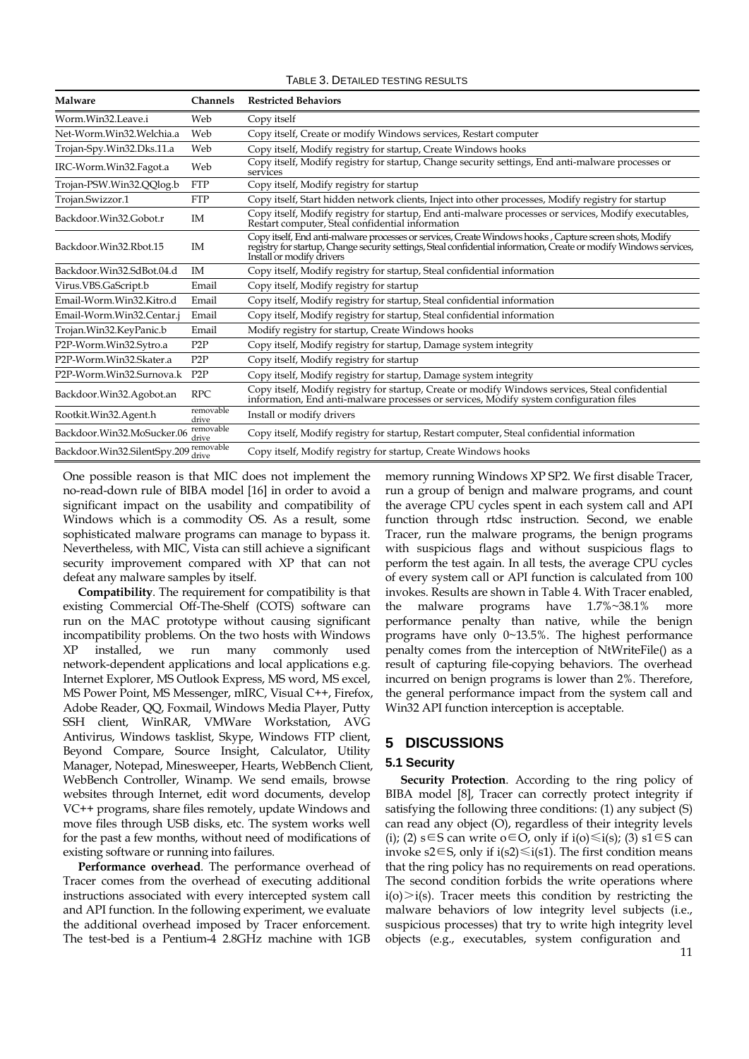TABLE 3. DETAILED TESTING RESULTS

| Malware | Channels | Restricted Behaviors |
|---|---|---|
| Worm.Win32.Leave.i | Web | Copy itself |
| Net-Worm.Win32.Welchia.a | Web | Copy itself, Create or modify Windows services, Restart computer |
| Trojan-Spy.Win32.Dks.11.a | Web | Copy itself, Modify registry for startup, Create Windows hooks |
| IRC-Worm.Win32.Fagot.a | Web | Copy itself, Modify registry for startup, Change security settings, End anti-malware processes or services |
| Trojan-PSW.Win32.QQlog.b | FTP | Copy itself, Modify registry for startup |
| Trojan.Swizzor.1 | FTP | Copy itself, Start hidden network clients, Inject into other processes, Modify registry for startup |
| Backdoor.Win32.Gobot.r | IM | Copy itself, Modify registry for startup, End anti-malware processes or services, Modify executables, Restart computer, Steal confidential information |
| Backdoor.Win32.Rbot.15 | IM | Copy itself, End anti-malware processes or services, Create Windows hooks , Capture screen shots, Modify registry for startup, Change security settings, Steal confidential information, Create or modify Windows services, Install or modify drivers |
| Backdoor.Win32.SdBot.04.d | IM | Copy itself, Modify registry for startup, Steal confidential information |
| Virus.VBS.GaScript.b | Email | Copy itself, Modify registry for startup |
| Email-Worm.Win32.Kitro.d | Email | Copy itself, Modify registry for startup, Steal confidential information |
| Email-Worm.Win32.Centar.j | Email | Copy itself, Modify registry for startup, Steal confidential information |
| Trojan.Win32.KeyPanic.b | Email | Modify registry for startup, Create Windows hooks |
| P2P-Worm.Win32.Sytro.a | P2P | Copy itself, Modify registry for startup, Damage system integrity |
| P2P-Worm.Win32.Skater.a | P2P | Copy itself, Modify registry for startup |
| P2P-Worm.Win32.Surnova.k | P2P | Copy itself, Modify registry for startup, Damage system integrity |
| Backdoor.Win32.Agobot.an | RPC | Copy itself, Modify registry for startup, Create or modify Windows services, Steal confidential information, End anti-malware processes or services, Modify system configuration files |
| Rootkit.Win32.Agent.h | removable drive | Install or modify drivers |
| Backdoor.Win32.MoSucker.06 | removable drive | Copy itself, Modify registry for startup, Restart computer, Steal confidential information |
| Backdoor.Win32.SilentSpy.209 | removable drive | Copy itself, Modify registry for startup, Create Windows hooks |

One possible reason is that MIC does not implement the no-read-down rule of BIBA model [16] in order to avoid a significant impact on the usability and compatibility of Windows which is a commodity OS. As a result, some sophisticated malware programs can manage to bypass it. Nevertheless, with MIC, Vista can still achieve a significant security improvement compared with XP that can not defeat any malware samples by itself.

**Compatibility**. The requirement for compatibility is that existing Commercial Off-The-Shelf (COTS) software can run on the MAC prototype without causing significant incompatibility problems. On the two hosts with Windows XP installed, we run many commonly used network-dependent applications and local applications e.g. Internet Explorer, MS Outlook Express, MS word, MS excel, MS Power Point, MS Messenger, mIRC, Visual C++, Firefox, Adobe Reader, QQ, Foxmail, Windows Media Player, Putty SSH client, WinRAR, VMWare Workstation, AVG Antivirus, Windows tasklist, Skype, Windows FTP client, Beyond Compare, Source Insight, Calculator, Utility Manager, Notepad, Minesweeper, Hearts, WebBench Client, WebBench Controller, Winamp. We send emails, browse websites through Internet, edit word documents, develop VC++ programs, share files remotely, update Windows and move files through USB disks, etc. The system works well for the past a few months, without need of modifications of existing software or running into failures.

**Performance overhead**. The performance overhead of Tracer comes from the overhead of executing additional instructions associated with every intercepted system call and API function. In the following experiment, we evaluate the additional overhead imposed by Tracer enforcement. The test-bed is a Pentium-4 2.8GHz machine with 1GB memory running Windows XP SP2. We first disable Tracer, run a group of benign and malware programs, and count the average CPU cycles spent in each system call and API function through rtdsc instruction. Second, we enable Tracer, run the malware programs, the benign programs with suspicious flags and without suspicious flags to perform the test again. In all tests, the average CPU cycles of every system call or API function is calculated from 100 invokes. Results are shown in Table 4. With Tracer enabled, the malware programs have 1.7%~38.1% more performance penalty than native, while the benign programs have only 0~13.5%. The highest performance penalty comes from the interception of NtWriteFile() as a result of capturing file-copying behaviors. The overhead incurred on benign programs is lower than 2%. Therefore, the general performance impact from the system call and Win32 API function interception is acceptable.

## 5 DISCUSSIONS

### 5.1 Security

**Security Protection**. According to the ring policy of BIBA model [8], Tracer can correctly protect integrity if satisfying the following three conditions: (1) any subject (S) can read any object (O), regardless of their integrity levels (i); (2) $s \in S$ can write $o \in O$, only if $i(o) \leqslant i(s)$; (3) $s1 \in S$ can invoke $s2 \in S$, only if $i(s2) \leqslant i(s1)$. The first condition means that the ring policy has no requirements on read operations. The second condition forbids the write operations where $i(o) > i(s)$. Tracer meets this condition by restricting the malware behaviors of low integrity level subjects (i.e., suspicious processes) that try to write high integrity level objects (e.g., executables, system configuration and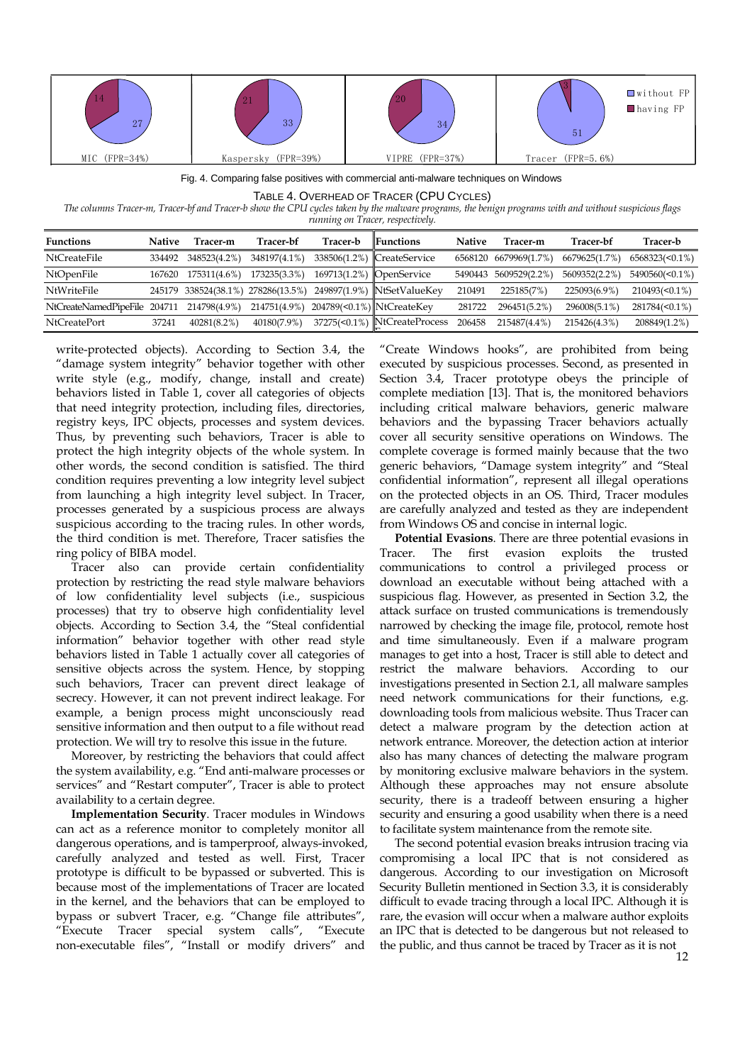14

27

MIC (FPR=34%)

21

33

Kaspersky (FPR=39%)

20

34

VIPRE (FPR=37%)

3

51

Tracer (FPR=5.6%)

without FP

having FP

Fig. 4. Comparing false positives with commercial anti-malware techniques on Windows

TABLE 4. OVERHEAD OF TRACER (CPU CYCLES)

*The columns Tracer-m, Tracer-bf and Tracer-b show the CPU cycles taken by the malware programs, the benign programs with and without suspicious flags running on Tracer, respectively.*

| Functions | Native | Tracer-m | Tracer-bf | Tracer-b | Functions | Native | Tracer-m | Tracer-bf | Tracer-b |
|---|---|---|---|---|---|---|---|---|---|
| NtCreateFile | 334492 | 348523(4.2%) | 348197(4.1%) | 338506(1.2%) | CreateService | 6568120 | 6679969(1.7%) | 6679625(1.7%) | 6568323(<0.1%) |
| NtOpenFile | 167620 | 175311(4.6%) | 173235(3.3%) | 169713(1.2%) | OpenService | 5490443 | 5609529(2.2%) | 5609352(2.2%) | 5490560(<0.1%) |
| NtWriteFile | 245179 | 338524(38.1%) | 278286(13.5%) | 249897(1.9%) | NtSetValueKey | 210491 | 225185(7%) | 225093(6.9%) | 210493(<0.1%) |
| NtCreateNamedPipeFile | 204711 | 214798(4.9%) | 214751(4.9%) | 204789(<0.1%) | NtCreateKey | 281722 | 296451(5.2%) | 296008(5.1%) | 281784(<0.1%) |
| NtCreatePort | 37241 | 40281(8.2%) | 40180(7.9%) | 37275(<0.1%) | NtCreateProcess | 206458 | 215487(4.4%) | 215426(4.3%) | 208849(1.2%) |

write-protected objects). According to Section 3.4, the "damage system integrity" behavior together with other write style (e.g., modify, change, install and create) behaviors listed in Table 1, cover all categories of objects that need integrity protection, including files, directories, registry keys, IPC objects, processes and system devices. Thus, by preventing such behaviors, Tracer is able to protect the high integrity objects of the whole system. In other words, the second condition is satisfied. The third condition requires preventing a low integrity level subject from launching a high integrity level subject. In Tracer, processes generated by a suspicious process are always suspicious according to the tracing rules. In other words, the third condition is met. Therefore, Tracer satisfies the ring policy of BIBA model.

Tracer also can provide certain confidentiality protection by restricting the read style malware behaviors of low confidentiality level subjects (i.e., suspicious processes) that try to observe high confidentiality level objects. According to Section 3.4, the "Steal confidential information" behavior together with other read style behaviors listed in Table 1 actually cover all categories of sensitive objects across the system. Hence, by stopping such behaviors, Tracer can prevent direct leakage of secrecy. However, it can not prevent indirect leakage. For example, a benign process might unconsciously read sensitive information and then output to a file without read protection. We will try to resolve this issue in the future.

Moreover, by restricting the behaviors that could affect the system availability, e.g. "End anti-malware processes or services" and "Restart computer", Tracer is able to protect availability to a certain degree.

**Implementation Security**. Tracer modules in Windows can act as a reference monitor to completely monitor all dangerous operations, and is tamperproof, always-invoked, carefully analyzed and tested as well. First, Tracer prototype is difficult to be bypassed or subverted. This is because most of the implementations of Tracer are located in the kernel, and the behaviors that can be employed to bypass or subvert Tracer, e.g. "Change file attributes", "Execute Tracer special system calls", "Execute non-executable files", "Install or modify drivers" and "Create Windows hooks", are prohibited from being executed by suspicious processes. Second, as presented in Section 3.4, Tracer prototype obeys the principle of complete mediation [13]. That is, the monitored behaviors including critical malware behaviors, generic malware behaviors and the bypassing Tracer behaviors actually cover all security sensitive operations on Windows. The complete coverage is formed mainly because that the two generic behaviors, "Damage system integrity" and "Steal confidential information", represent all illegal operations on the protected objects in an OS. Third, Tracer modules are carefully analyzed and tested as they are independent from Windows OS and concise in internal logic.

**Potential Evasions**. There are three potential evasions in Tracer. The first evasion exploits the trusted communications to control a privileged process or download an executable without being attached with a suspicious flag. However, as presented in Section 3.2, the attack surface on trusted communications is tremendously narrowed by checking the image file, protocol, remote host and time simultaneously. Even if a malware program manages to get into a host, Tracer is still able to detect and restrict the malware behaviors. According to our investigations presented in Section 2.1, all malware samples need network communications for their functions, e.g. downloading tools from malicious website. Thus Tracer can detect a malware program by the detection action at network entrance. Moreover, the detection action at interior also has many chances of detecting the malware program by monitoring exclusive malware behaviors in the system. Although these approaches may not ensure absolute security, there is a tradeoff between ensuring a higher security and ensuring a good usability when there is a need to facilitate system maintenance from the remote site.

The second potential evasion breaks intrusion tracing via compromising a local IPC that is not considered as dangerous. According to our investigation on Microsoft Security Bulletin mentioned in Section 3.3, it is considerably difficult to evade tracing through a local IPC. Although it is rare, the evasion will occur when a malware author exploits an IPC that is detected to be dangerous but not released to the public, and thus cannot be traced by Tracer as it is not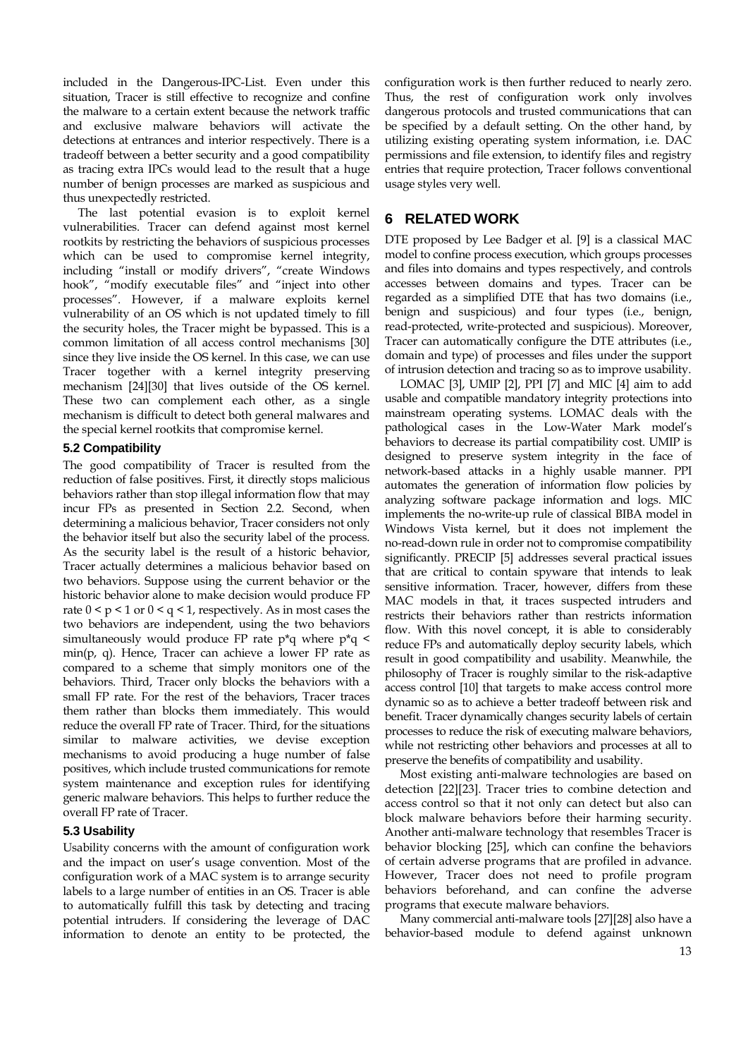included in the Dangerous-IPC-List. Even under this situation, Tracer is still effective to recognize and confine the malware to a certain extent because the network traffic and exclusive malware behaviors will activate the detections at entrances and interior respectively. There is a tradeoff between a better security and a good compatibility as tracing extra IPCs would lead to the result that a huge number of benign processes are marked as suspicious and thus unexpectedly restricted.

The last potential evasion is to exploit kernel vulnerabilities. Tracer can defend against most kernel rootkits by restricting the behaviors of suspicious processes which can be used to compromise kernel integrity, including "install or modify drivers", "create Windows hook", "modify executable files" and "inject into other processes". However, if a malware exploits kernel vulnerability of an OS which is not updated timely to fill the security holes, the Tracer might be bypassed. This is a common limitation of all access control mechanisms [30] since they live inside the OS kernel. In this case, we can use Tracer together with a kernel integrity preserving mechanism [24][30] that lives outside of the OS kernel. These two can complement each other, as a single mechanism is difficult to detect both general malwares and the special kernel rootkits that compromise kernel.

### 5.2 Compatibility

The good compatibility of Tracer is resulted from the reduction of false positives. First, it directly stops malicious behaviors rather than stop illegal information flow that may incur FPs as presented in Section 2.2. Second, when determining a malicious behavior, Tracer considers not only the behavior itself but also the security label of the process. As the security label is the result of a historic behavior, Tracer actually determines a malicious behavior based on two behaviors. Suppose using the current behavior or the historic behavior alone to make decision would produce FP rate $0 < p < 1$ or $0 < q < 1$, respectively. As in most cases the two behaviors are independent, using the two behaviors simultaneously would produce FP rate $p*q$ where $p*q < \min(p, q)$. Hence, Tracer can achieve a lower FP rate as compared to a scheme that simply monitors one of the behaviors. Third, Tracer only blocks the behaviors with a small FP rate. For the rest of the behaviors, Tracer traces them rather than blocks them immediately. This would reduce the overall FP rate of Tracer. Third, for the situations similar to malware activities, we devise exception mechanisms to avoid producing a huge number of false positives, which include trusted communications for remote system maintenance and exception rules for identifying generic malware behaviors. This helps to further reduce the overall FP rate of Tracer.

### 5.3 Usability

Usability concerns with the amount of configuration work and the impact on user's usage convention. Most of the configuration work of a MAC system is to arrange security labels to a large number of entities in an OS. Tracer is able to automatically fulfill this task by detecting and tracing potential intruders. If considering the leverage of DAC information to denote an entity to be protected, the configuration work is then further reduced to nearly zero. Thus, the rest of configuration work only involves dangerous protocols and trusted communications that can be specified by a default setting. On the other hand, by utilizing existing operating system information, i.e. DAC permissions and file extension, to identify files and registry entries that require protection, Tracer follows conventional usage styles very well.

## 6 RELATED WORK

DTE proposed by Lee Badger et al. [9] is a classical MAC model to confine process execution, which groups processes and files into domains and types respectively, and controls accesses between domains and types. Tracer can be regarded as a simplified DTE that has two domains (i.e., benign and suspicious) and four types (i.e., benign, read-protected, write-protected and suspicious). Moreover, Tracer can automatically configure the DTE attributes (i.e., domain and type) of processes and files under the support of intrusion detection and tracing so as to improve usability.

LOMAC [3], UMIP [2], PPI [7] and MIC [4] aim to add usable and compatible mandatory integrity protections into mainstream operating systems. LOMAC deals with the pathological cases in the Low-Water Mark model's behaviors to decrease its partial compatibility cost. UMIP is designed to preserve system integrity in the face of network-based attacks in a highly usable manner. PPI automates the generation of information flow policies by analyzing software package information and logs. MIC implements the no-write-up rule of classical BIBA model in Windows Vista kernel, but it does not implement the no-read-down rule in order not to compromise compatibility significantly. PRECIP [5] addresses several practical issues that are critical to contain spyware that intends to leak sensitive information. Tracer, however, differs from these MAC models in that, it traces suspected intruders and restricts their behaviors rather than restricts information flow. With this novel concept, it is able to considerably reduce FPs and automatically deploy security labels, which result in good compatibility and usability. Meanwhile, the philosophy of Tracer is roughly similar to the risk-adaptive access control [10] that targets to make access control more dynamic so as to achieve a better tradeoff between risk and benefit. Tracer dynamically changes security labels of certain processes to reduce the risk of executing malware behaviors, while not restricting other behaviors and processes at all to preserve the benefits of compatibility and usability.

Most existing anti-malware technologies are based on detection [22][23]. Tracer tries to combine detection and access control so that it not only can detect but also can block malware behaviors before their harming security. Another anti-malware technology that resembles Tracer is behavior blocking [25], which can confine the behaviors of certain adverse programs that are profiled in advance. However, Tracer does not need to profile program behaviors beforehand, and can confine the adverse programs that execute malware behaviors.

Many commercial anti-malware tools [27][28] also have a behavior-based module to defend against unknown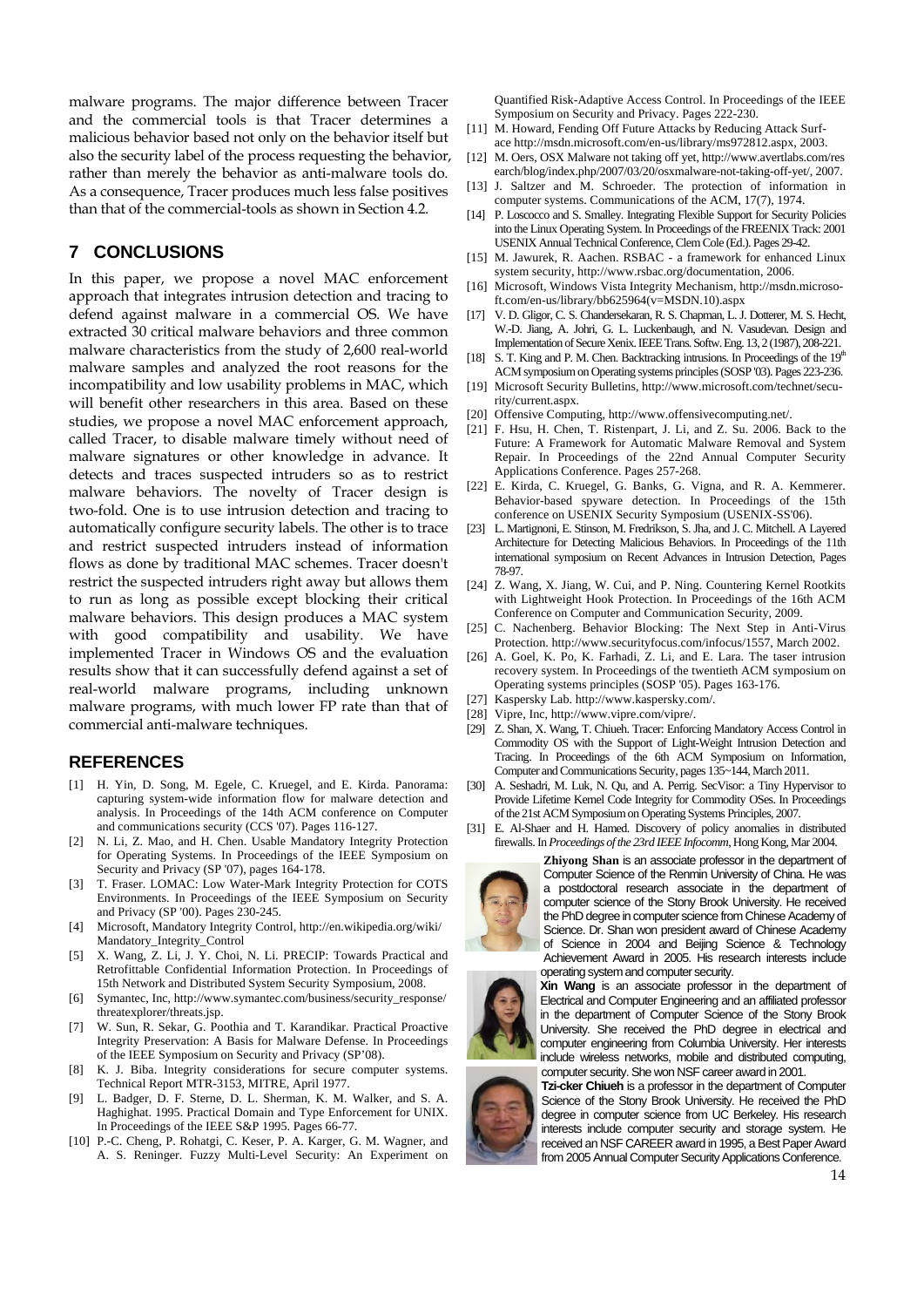malware programs. The major difference between Tracer and the commercial tools is that Tracer determines a malicious behavior based not only on the behavior itself but also the security label of the process requesting the behavior, rather than merely the behavior as anti-malware tools do. As a consequence, Tracer produces much less false positives than that of the commercial-tools as shown in Section 4.2.

## 7 CONCLUSIONS

In this paper, we propose a novel MAC enforcement approach that integrates intrusion detection and tracing to defend against malware in a commercial OS. We have extracted 30 critical malware behaviors and three common malware characteristics from the study of 2,600 real-world malware samples and analyzed the root reasons for the incompatibility and low usability problems in MAC, which will benefit other researchers in this area. Based on these studies, we propose a novel MAC enforcement approach, called Tracer, to disable malware timely without need of malware signatures or other knowledge in advance. It detects and traces suspected intruders so as to restrict malware behaviors. The novelty of Tracer design is two-fold. One is to use intrusion detection and tracing to automatically configure security labels. The other is to trace and restrict suspected intruders instead of information flows as done by traditional MAC schemes. Tracer doesn't restrict the suspected intruders right away but allows them to run as long as possible except blocking their critical malware behaviors. This design produces a MAC system with good compatibility and usability. We have implemented Tracer in Windows OS and the evaluation results show that it can successfully defend against a set of real-world malware programs, including unknown malware programs, with much lower FP rate than that of commercial anti-malware techniques.

## REFERENCES

[1] H. Yin, D. Song, M. Egele, C. Kruegel, and E. Kirda. Panorama: capturing system-wide information flow for malware detection and analysis. In Proceedings of the 14th ACM conference on Computer and communications security (CCS '07). Pages 116-127.

[2] N. Li, Z. Mao, and H. Chen. Usable Mandatory Integrity Protection for Operating Systems. In Proceedings of the IEEE Symposium on Security and Privacy (SP '07), pages 164-178.

[3] T. Fraser. LOMAC: Low Water-Mark Integrity Protection for COTS Environments. In Proceedings of the IEEE Symposium on Security and Privacy (SP '00). Pages 230-245.

[4] Microsoft, Mandatory Integrity Control, http://en.wikipedia.org/wiki/Mandatory_Integrity_Control

[5] X. Wang, Z. Li, J. Y. Choi, N. Li. PRECIP: Towards Practical and Retrofittable Confidential Information Protection. In Proceedings of 15th Network and Distributed System Security Symposium, 2008.

[6] Symantec, Inc, http://www.symantec.com/business/security_response/threatexplorer/threats.jsp.

[7] W. Sun, R. Sekar, G. Poothia and T. Karandikar. Practical Proactive Integrity Preservation: A Basis for Malware Defense. In Proceedings of the IEEE Symposium on Security and Privacy (SP'08).

[8] K. J. Biba. Integrity considerations for secure computer systems. Technical Report MTR-3153, MITRE, April 1977.

[9] L. Badger, D. F. Sterne, D. L. Sherman, K. M. Walker, and S. A. Haghighat. 1995. Practical Domain and Type Enforcement for UNIX. In Proceedings of the IEEE S&P 1995. Pages 66-77.

[10] P.-C. Cheng, P. Rohatgi, C. Keser, P. A. Karger, G. M. Wagner, and A. S. Reninger. Fuzzy Multi-Level Security: An Experiment on Quantified Risk-Adaptive Access Control. In Proceedings of the IEEE Symposium on Security and Privacy. Pages 222-230.

[11] M. Howard, Fending Off Future Attacks by Reducing Attack Surface http://msdn.microsoft.com/en-us/library/ms972812.aspx, 2003.

[12] M. Oers, OSX Malware not taking off yet, http://www.avertlabs.com/research/blog/index.php/2007/03/20/osxmalware-not-taking-off-yet/, 2007.

[13] J. Saltzer and M. Schroeder. The protection of information in computer systems. Communications of the ACM, 17(7), 1974.

[14] P. Loscocco and S. Smalley. Integrating Flexible Support for Security Policies into the Linux Operating System. In Proceedings of the FREENIX Track: 2001 USENIX Annual Technical Conference, Clem Cole (Ed.). Pages 29-42.

[15] M. Jawurek, R. Aachen. RSBAC - a framework for enhanced Linux system security, http://www.rsbac.org/documentation, 2006.

[16] Microsoft, Windows Vista Integrity Mechanism, http://msdn.microsoft.com/en-us/library/bb625964(v=MSDN.10).aspx

[17] V. D. Gligor, C. S. Chandersekaran, R. S. Chapman, L. J. Dotterer, M. S. Hecht, W.-D. Jiang, A. Johri, G. L. Luckenbaugh, and N. Vasudevan. Design and Implementation of Secure Xenix. IEEE Trans. Softw. Eng. 13, 2 (1987), 208-221.

[18] S. T. King and P. M. Chen. Backtracking intrusions. In Proceedings of the 19th ACM symposium on Operating systems principles (SOSP '03). Pages 223-236.

[19] Microsoft Security Bulletins, http://www.microsoft.com/technet/security/current.aspx.

[20] Offensive Computing, http://www.offensivecomputing.net/.

[21] F. Hsu, H. Chen, T. Ristenpart, J. Li, and Z. Su. 2006. Back to the Future: A Framework for Automatic Malware Removal and System Repair. In Proceedings of the 22nd Annual Computer Security Applications Conference. Pages 257-268.

[22] E. Kirda, C. Kruegel, G. Banks, G. Vigna, and R. A. Kemmerer. Behavior-based spyware detection. In Proceedings of the 15th conference on USENIX Security Symposium (USENIX-SS'06).

[23] L. Martignoni, E. Stinson, M. Fredrikson, S. Jha, and J. C. Mitchell. A Layered Architecture for Detecting Malicious Behaviors. In Proceedings of the 11th international symposium on Recent Advances in Intrusion Detection, Pages 78-97.

[24] Z. Wang, X. Jiang, W. Cui, and P. Ning. Countering Kernel Rootkits with Lightweight Hook Protection. In Proceedings of the 16th ACM Conference on Computer and Communication Security, 2009.

[25] C. Nachenberg. Behavior Blocking: The Next Step in Anti-Virus Protection. http://www.securityfocus.com/infocus/1557, March 2002.

[26] A. Goel, K. Po, K. Farhadi, Z. Li, and E. Lara. The taser intrusion recovery system. In Proceedings of the twentieth ACM symposium on Operating systems principles (SOSP '05). Pages 163-176.

[27] Kaspersky Lab. http://www.kaspersky.com/.

[28] Vipre, Inc, http://www.vipre.com/vipre/.

[29] Z. Shan, X. Wang, T. Chiueh. Tracer: Enforcing Mandatory Access Control in Commodity OS with the Support of Light-Weight Intrusion Detection and Tracing. In Proceedings of the 6th ACM Symposium on Information, Computer and Communications Security, pages 135~144, March 2011.

[30] A. Seshadri, M. Luk, N. Qu, and A. Perrig. SecVisor: a Tiny Hypervisor to Provide Lifetime Kernel Code Integrity for Commodity OSes. In Proceedings of the 21st ACM Symposium on Operating Systems Principles, 2007.

[31] E. Al-Shaer and H. Hamed. Discovery of policy anomalies in distributed firewalls. In *Proceedings of the 23rd IEEE Infocomm*, Hong Kong, Mar 2004.

**Zhiyong Shan** is an associate professor in the department of Computer Science of the Renmin University of China. He was a postdoctoral research associate in the department of computer science of the Stony Brook University. He received the PhD degree in computer science from Chinese Academy of Science. Dr. Shan won president award of Chinese Academy of Science in 2004 and Beijing Science & Technology Achievement Award in 2005. His research interests include operating system and computer security.

**Xin Wang** is an associate professor in the department of Electrical and Computer Engineering and an affiliated professor in the department of Computer Science of the Stony Brook University. She received the PhD degree in electrical and computer engineering from Columbia University. Her interests include wireless networks, mobile and distributed computing, computer security. She won NSF career award in 2001.

**Tzi-cker Chiueh** is a professor in the department of Computer Science of the Stony Brook University. He received the PhD degree in computer science from UC Berkeley. His research interests include computer security and storage system. He received an NSF CAREER award in 1995, a Best Paper Award from 2005 Annual Computer Security Applications Conference.